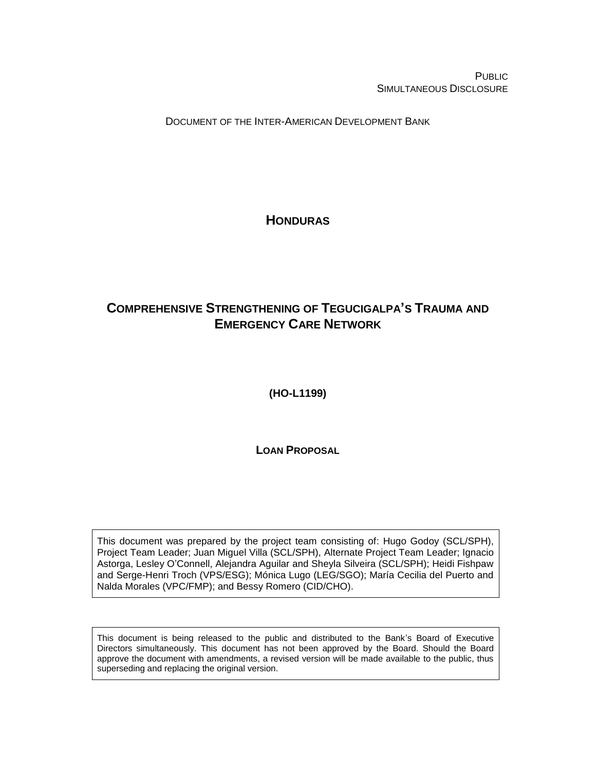PUBLIC
SIMULTANEOUS DISCLOSURE

DOCUMENT OF THE INTER-AMERICAN DEVELOPMENT BANK

# HONDURAS

# COMPREHENSIVE STRENGTHENING OF TEGUCIGALPA'S TRAUMA AND EMERGENCY CARE NETWORK

**(HO-L1199)**

**LOAN PROPOSAL**

This document was prepared by the project team consisting of: Hugo Godoy (SCL/SPH), Project Team Leader; Juan Miguel Villa (SCL/SPH), Alternate Project Team Leader; Ignacio Astorga, Lesley O'Connell, Alejandra Aguilar and Sheyla Silveira (SCL/SPH); Heidi Fishpaw and Serge-Henri Troch (VPS/ESG); Mónica Lugo (LEG/SGO); María Cecilia del Puerto and Nalda Morales (VPC/FMP); and Bessy Romero (CID/CHO).

This document is being released to the public and distributed to the Bank's Board of Executive Directors simultaneously. This document has not been approved by the Board. Should the Board approve the document with amendments, a revised version will be made available to the public, thus superseding and replacing the original version.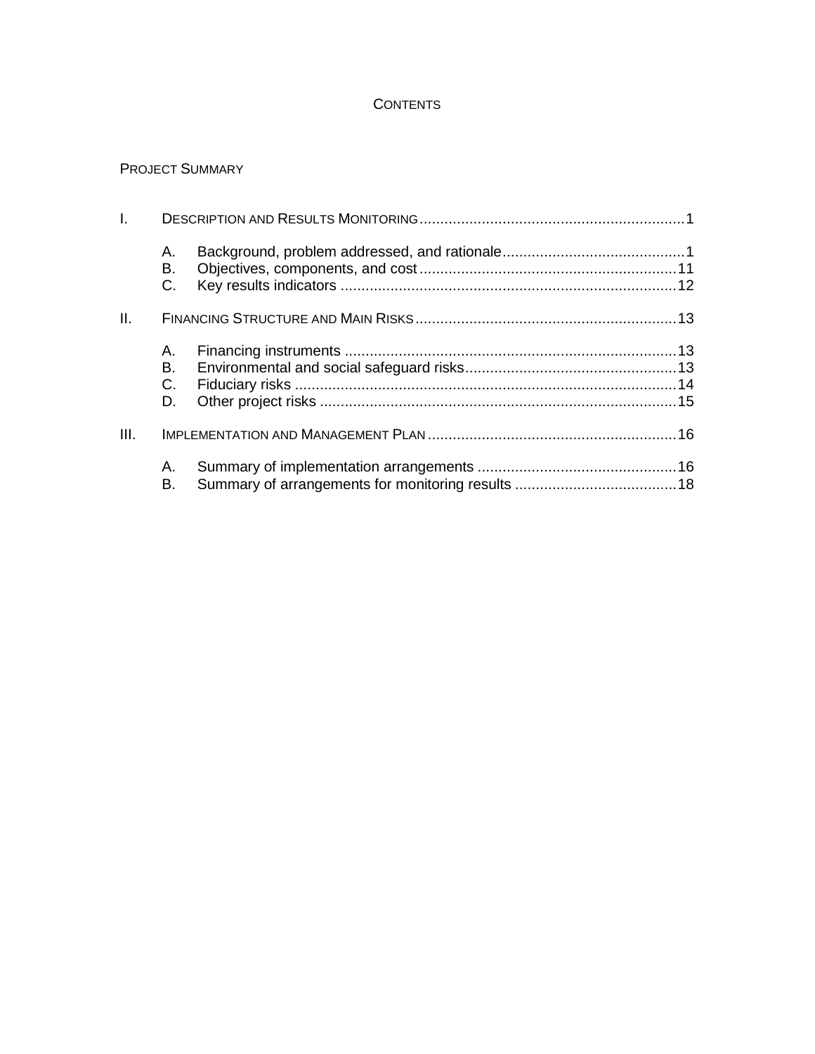# CONTENTS

PROJECT SUMMARY

I. DESCRIPTION AND RESULTS MONITORING ........................................................ 1

- A. Background, problem addressed, and rationale ........................................ 1
- B. Objectives, components, and cost ........................................................ 11
- C. Key results indicators ........................................................................ 12

II. FINANCING STRUCTURE AND MAIN RISKS ....................................................... 13

- A. Financing instruments ........................................................................ 13
- B. Environmental and social safeguard risks ............................................ 13
- C. Fiduciary risks .................................................................................. 14
- D. Other project risks ............................................................................ 15

III. IMPLEMENTATION AND MANAGEMENT PLAN ..................................................... 16

- A. Summary of implementation arrangements ............................................ 16
- B. Summary of arrangements for monitoring results .................................... 18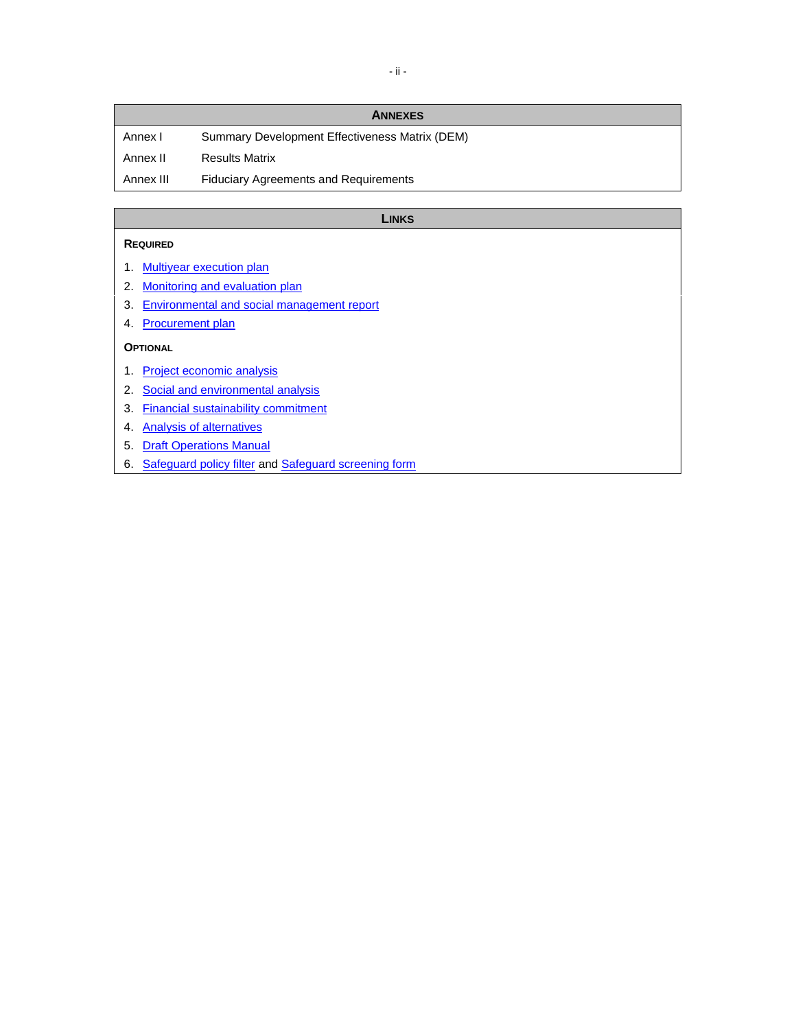| ANNEXES | |
|---|---|
| Annex I | Summary Development Effectiveness Matrix (DEM) |
| Annex II | Results Matrix |
| Annex III | Fiduciary Agreements and Requirements |

## LINKS

**REQUIRED**

1. Multiyear execution plan
2. Monitoring and evaluation plan
3. Environmental and social management report
4. Procurement plan

**OPTIONAL**

1. Project economic analysis
2. Social and environmental analysis
3. Financial sustainability commitment
4. Analysis of alternatives
5. Draft Operations Manual
6. Safeguard policy filter and Safeguard screening form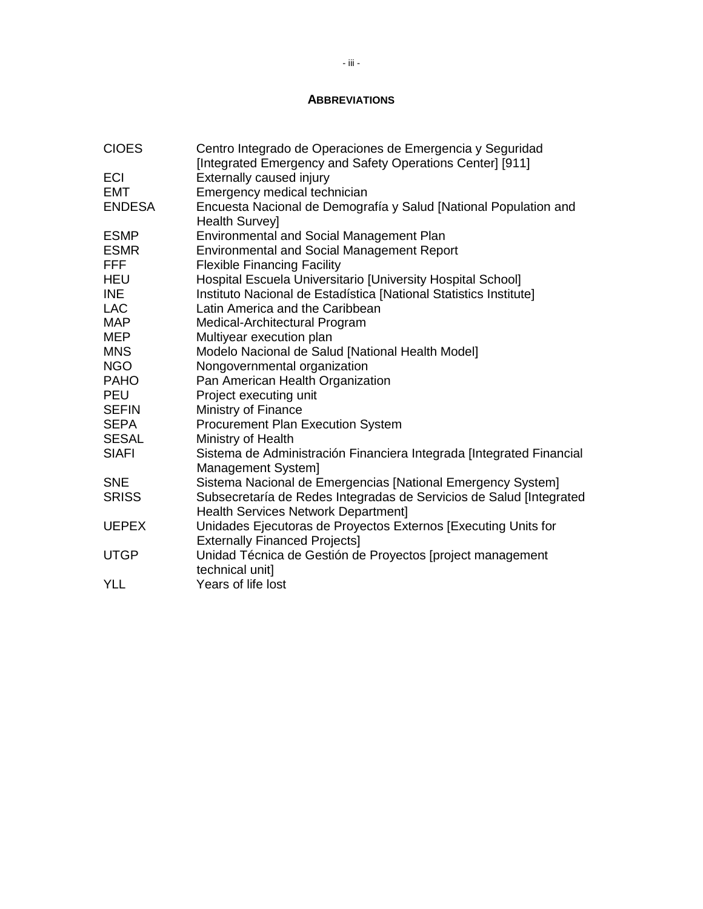## ABBREVIATIONS

| | |
|---|---|
| CIOES | Centro Integrado de Operaciones de Emergencia y Seguridad [Integrated Emergency and Safety Operations Center] [911] |
| ECI | Externally caused injury |
| EMT | Emergency medical technician |
| ENDESA | Encuesta Nacional de Demografía y Salud [National Population and Health Survey] |
| ESMP | Environmental and Social Management Plan |
| ESMR | Environmental and Social Management Report |
| FFF | Flexible Financing Facility |
| HEU | Hospital Escuela Universitario [University Hospital School] |
| INE | Instituto Nacional de Estadística [National Statistics Institute] |
| LAC | Latin America and the Caribbean |
| MAP | Medical-Architectural Program |
| MEP | Multiyear execution plan |
| MNS | Modelo Nacional de Salud [National Health Model] |
| NGO | Nongovernmental organization |
| PAHO | Pan American Health Organization |
| PEU | Project executing unit |
| SEFIN | Ministry of Finance |
| SEPA | Procurement Plan Execution System |
| SESAL | Ministry of Health |
| SIAFI | Sistema de Administración Financiera Integrada [Integrated Financial Management System] |
| SNE | Sistema Nacional de Emergencias [National Emergency System] |
| SRISS | Subsecretaría de Redes Integradas de Servicios de Salud [Integrated Health Services Network Department] |
| UEPEX | Unidades Ejecutoras de Proyectos Externos [Executing Units for Externally Financed Projects] |
| UTGP | Unidad Técnica de Gestión de Proyectos [project management technical unit] |
| YLL | Years of life lost |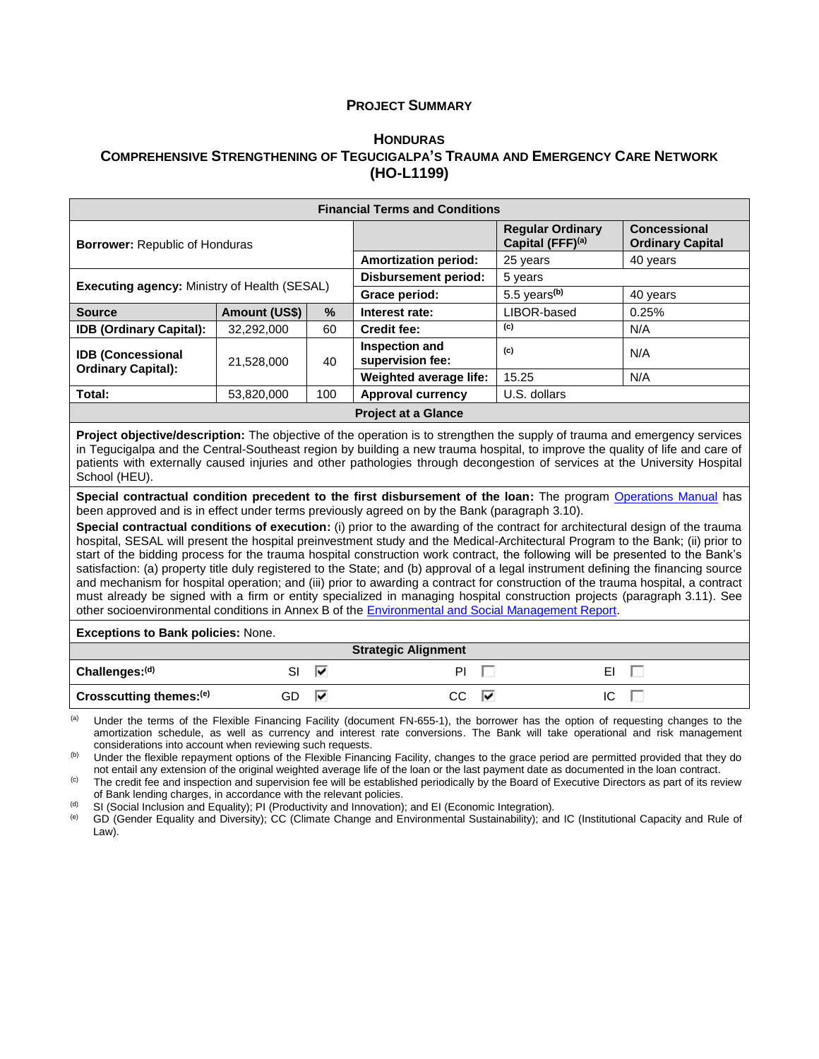## PROJECT SUMMARY

## HONDURAS
## COMPREHENSIVE STRENGTHENING OF TEGUCIGALPA'S TRAUMA AND EMERGENCY CARE NETWORK (HO-L1199)

| Financial Terms and Conditions | | | | | |
|---|---|---|---|---|---|
| **Borrower:** Republic of Honduras | | | | **Regular Ordinary Capital (FFF)[(a)]** | **Concessional Ordinary Capital** |
| | | | **Amortization period:** | 25 years | 40 years |
| **Executing agency:** Ministry of Health (SESAL) | | | **Disbursement period:** | 5 years | |
| | | | **Grace period:** | 5.5 years[(b)] | 40 years |
| **Source** | **Amount (US$)** | **%** | **Interest rate:** | LIBOR-based | 0.25% |
| **IDB (Ordinary Capital):** | 32,292,000 | 60 | **Credit fee:** | [(c)] | N/A |
| **IDB (Concessional Ordinary Capital):** | 21,528,000 | 40 | **Inspection and supervision fee:** | [(c)] | N/A |
| | | | **Weighted average life:** | 15.25 | N/A |
| **Total:** | 53,820,000 | 100 | **Approval currency** | U.S. dollars | |

**Project at a Glance**

**Project objective/description:** The objective of the operation is to strengthen the supply of trauma and emergency services in Tegucigalpa and the Central-Southeast region by building a new trauma hospital, to improve the quality of life and care of patients with externally caused injuries and other pathologies through decongestion of services at the University Hospital School (HEU).

**Special contractual condition precedent to the first disbursement of the loan:** The program Operations Manual has been approved and is in effect under terms previously agreed on by the Bank (paragraph 3.10).

**Special contractual conditions of execution:** (i) prior to the awarding of the contract for architectural design of the trauma hospital, SESAL will present the hospital preinvestment study and the Medical-Architectural Program to the Bank; (ii) prior to start of the bidding process for the trauma hospital construction work contract, the following will be presented to the Bank's satisfaction: (a) property title duly registered to the State; and (b) approval of a legal instrument defining the financing source and mechanism for hospital operation; and (iii) prior to awarding a contract for construction of the trauma hospital, a contract must already be signed with a firm or entity specialized in managing hospital construction projects (paragraph 3.11). See other socioenvironmental conditions in Annex B of the Environmental and Social Management Report.

**Exceptions to Bank policies:** None.

**Strategic Alignment**

| | | | |
|---|---|---|---|
| **Challenges:[(d)]** | SI ☑ | PI ☐ | EI ☐ |
| **Crosscutting themes:[(e)]** | GD ☑ | CC ☑ | IC ☐ |

[(a)] Under the terms of the Flexible Financing Facility (document FN-655-1), the borrower has the option of requesting changes to the amortization schedule, as well as currency and interest rate conversions. The Bank will take operational and risk management considerations into account when reviewing such requests.

[(b)] Under the flexible repayment options of the Flexible Financing Facility, changes to the grace period are permitted provided that they do not entail any extension of the original weighted average life of the loan or the last payment date as documented in the loan contract.

[(c)] The credit fee and inspection and supervision fee will be established periodically by the Board of Executive Directors as part of its review of Bank lending charges, in accordance with the relevant policies.

[(d)] SI (Social Inclusion and Equality); PI (Productivity and Innovation); and EI (Economic Integration).

[(e)] GD (Gender Equality and Diversity); CC (Climate Change and Environmental Sustainability); and IC (Institutional Capacity and Rule of Law).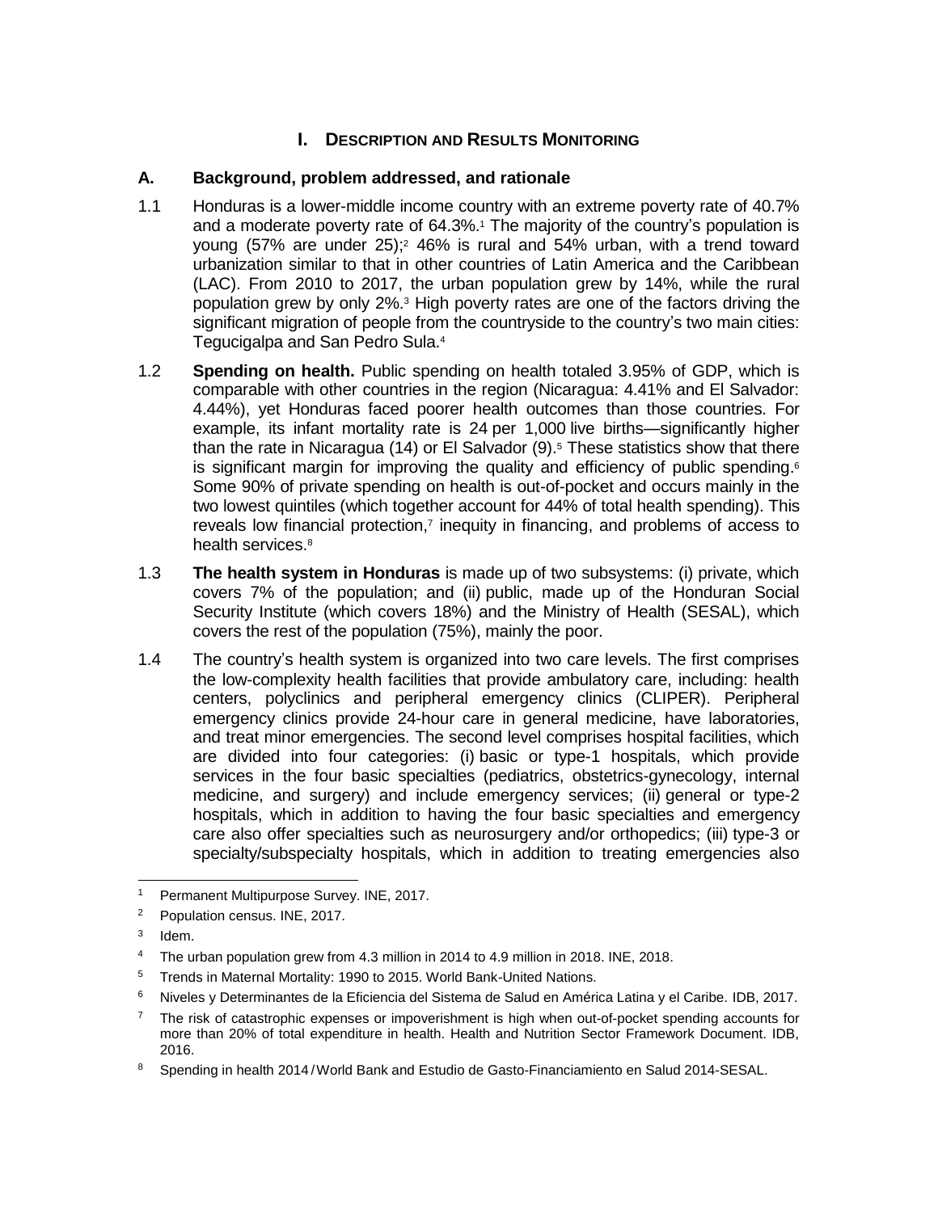# I. Description and Results Monitoring

## A. Background, problem addressed, and rationale

1.1 Honduras is a lower-middle income country with an extreme poverty rate of 40.7% and a moderate poverty rate of 64.3%.[1] The majority of the country's population is young (57% are under 25);[2] 46% is rural and 54% urban, with a trend toward urbanization similar to that in other countries of Latin America and the Caribbean (LAC). From 2010 to 2017, the urban population grew by 14%, while the rural population grew by only 2%.[3] High poverty rates are one of the factors driving the significant migration of people from the countryside to the country's two main cities: Tegucigalpa and San Pedro Sula.[4]

1.2 **Spending on health.** Public spending on health totaled 3.95% of GDP, which is comparable with other countries in the region (Nicaragua: 4.41% and El Salvador: 4.44%), yet Honduras faced poorer health outcomes than those countries. For example, its infant mortality rate is 24 per 1,000 live births—significantly higher than the rate in Nicaragua (14) or El Salvador (9).[5] These statistics show that there is significant margin for improving the quality and efficiency of public spending.[6] Some 90% of private spending on health is out-of-pocket and occurs mainly in the two lowest quintiles (which together account for 44% of total health spending). This reveals low financial protection,[7] inequity in financing, and problems of access to health services.[8]

1.3 **The health system in Honduras** is made up of two subsystems: (i) private, which covers 7% of the population; and (ii) public, made up of the Honduran Social Security Institute (which covers 18%) and the Ministry of Health (SESAL), which covers the rest of the population (75%), mainly the poor.

1.4 The country's health system is organized into two care levels. The first comprises the low-complexity health facilities that provide ambulatory care, including: health centers, polyclinics and peripheral emergency clinics (CLIPER). Peripheral emergency clinics provide 24-hour care in general medicine, have laboratories, and treat minor emergencies. The second level comprises hospital facilities, which are divided into four categories: (i) basic or type-1 hospitals, which provide services in the four basic specialties (pediatrics, obstetrics-gynecology, internal medicine, and surgery) and include emergency services; (ii) general or type-2 hospitals, which in addition to having the four basic specialties and emergency care also offer specialties such as neurosurgery and/or orthopedics; (iii) type-3 or specialty/subspecialty hospitals, which in addition to treating emergencies also

---

[1] Permanent Multipurpose Survey. INE, 2017.

[2] Population census. INE, 2017.

[3] Idem.

[4] The urban population grew from 4.3 million in 2014 to 4.9 million in 2018. INE, 2018.

[5] Trends in Maternal Mortality: 1990 to 2015. World Bank-United Nations.

[6] Niveles y Determinantes de la Eficiencia del Sistema de Salud en América Latina y el Caribe. IDB, 2017.

[7] The risk of catastrophic expenses or impoverishment is high when out-of-pocket spending accounts for more than 20% of total expenditure in health. Health and Nutrition Sector Framework Document. IDB, 2016.

[8] Spending in health 2014 / World Bank and Estudio de Gasto-Financiamiento en Salud 2014-SESAL.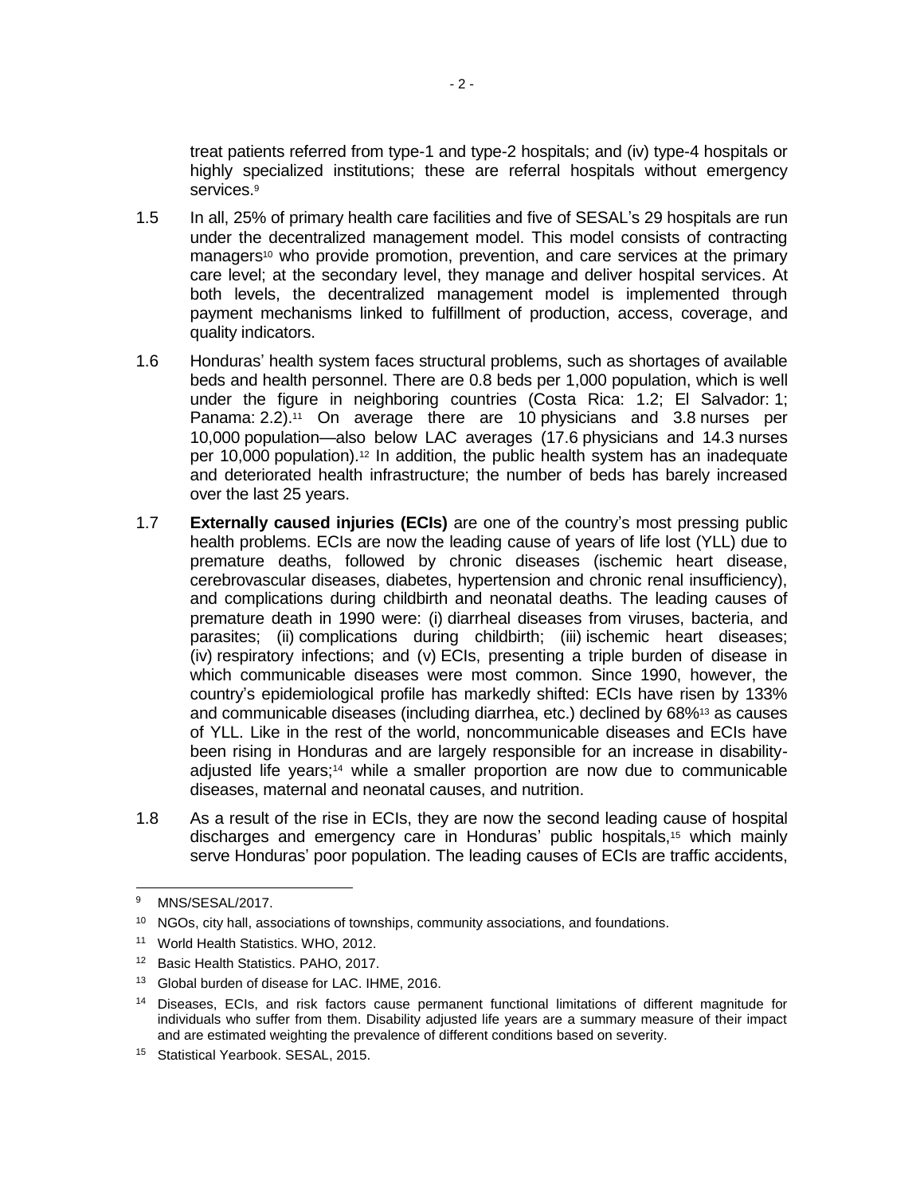treat patients referred from type-1 and type-2 hospitals; and (iv) type-4 hospitals or highly specialized institutions; these are referral hospitals without emergency services.[9]

1.5 In all, 25% of primary health care facilities and five of SESAL's 29 hospitals are run under the decentralized management model. This model consists of contracting managers[10] who provide promotion, prevention, and care services at the primary care level; at the secondary level, they manage and deliver hospital services. At both levels, the decentralized management model is implemented through payment mechanisms linked to fulfillment of production, access, coverage, and quality indicators.

1.6 Honduras' health system faces structural problems, such as shortages of available beds and health personnel. There are 0.8 beds per 1,000 population, which is well under the figure in neighboring countries (Costa Rica: 1.2; El Salvador: 1; Panama: 2.2).[11] On average there are 10 physicians and 3.8 nurses per 10,000 population—also below LAC averages (17.6 physicians and 14.3 nurses per 10,000 population).[12] In addition, the public health system has an inadequate and deteriorated health infrastructure; the number of beds has barely increased over the last 25 years.

1.7 **Externally caused injuries (ECIs)** are one of the country's most pressing public health problems. ECIs are now the leading cause of years of life lost (YLL) due to premature deaths, followed by chronic diseases (ischemic heart disease, cerebrovascular diseases, diabetes, hypertension and chronic renal insufficiency), and complications during childbirth and neonatal deaths. The leading causes of premature death in 1990 were: (i) diarrheal diseases from viruses, bacteria, and parasites; (ii) complications during childbirth; (iii) ischemic heart diseases; (iv) respiratory infections; and (v) ECIs, presenting a triple burden of disease in which communicable diseases were most common. Since 1990, however, the country's epidemiological profile has markedly shifted: ECIs have risen by 133% and communicable diseases (including diarrhea, etc.) declined by 68%[13] as causes of YLL. Like in the rest of the world, noncommunicable diseases and ECIs have been rising in Honduras and are largely responsible for an increase in disability-adjusted life years;[14] while a smaller proportion are now due to communicable diseases, maternal and neonatal causes, and nutrition.

1.8 As a result of the rise in ECIs, they are now the second leading cause of hospital discharges and emergency care in Honduras' public hospitals,[15] which mainly serve Honduras' poor population. The leading causes of ECIs are traffic accidents,

---

[9] MNS/SESAL/2017.

[10] NGOs, city hall, associations of townships, community associations, and foundations.

[11] World Health Statistics. WHO, 2012.

[12] Basic Health Statistics. PAHO, 2017.

[13] Global burden of disease for LAC. IHME, 2016.

[14] Diseases, ECIs, and risk factors cause permanent functional limitations of different magnitude for individuals who suffer from them. Disability adjusted life years are a summary measure of their impact and are estimated weighting the prevalence of different conditions based on severity.

[15] Statistical Yearbook. SESAL, 2015.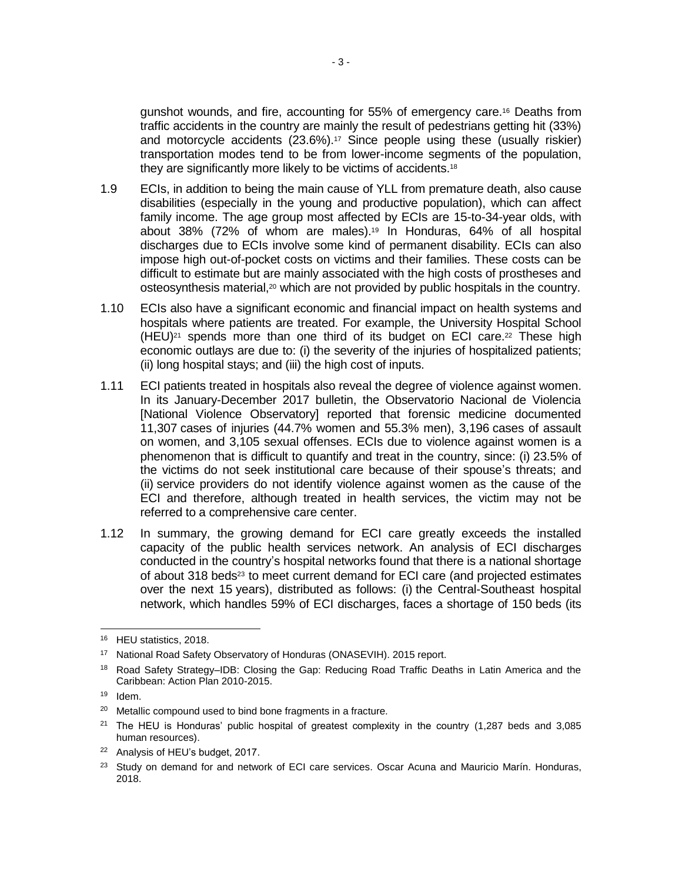gunshot wounds, and fire, accounting for 55% of emergency care.[16] Deaths from traffic accidents in the country are mainly the result of pedestrians getting hit (33%) and motorcycle accidents (23.6%).[17] Since people using these (usually riskier) transportation modes tend to be from lower-income segments of the population, they are significantly more likely to be victims of accidents.[18]

1.9 ECIs, in addition to being the main cause of YLL from premature death, also cause disabilities (especially in the young and productive population), which can affect family income. The age group most affected by ECIs are 15-to-34-year olds, with about 38% (72% of whom are males).[19] In Honduras, 64% of all hospital discharges due to ECIs involve some kind of permanent disability. ECIs can also impose high out-of-pocket costs on victims and their families. These costs can be difficult to estimate but are mainly associated with the high costs of prostheses and osteosynthesis material,[20] which are not provided by public hospitals in the country.

1.10 ECIs also have a significant economic and financial impact on health systems and hospitals where patients are treated. For example, the University Hospital School (HEU)[21] spends more than one third of its budget on ECI care.[22] These high economic outlays are due to: (i) the severity of the injuries of hospitalized patients; (ii) long hospital stays; and (iii) the high cost of inputs.

1.11 ECI patients treated in hospitals also reveal the degree of violence against women. In its January-December 2017 bulletin, the Observatorio Nacional de Violencia [National Violence Observatory] reported that forensic medicine documented 11,307 cases of injuries (44.7% women and 55.3% men), 3,196 cases of assault on women, and 3,105 sexual offenses. ECIs due to violence against women is a phenomenon that is difficult to quantify and treat in the country, since: (i) 23.5% of the victims do not seek institutional care because of their spouse's threats; and (ii) service providers do not identify violence against women as the cause of the ECI and therefore, although treated in health services, the victim may not be referred to a comprehensive care center.

1.12 In summary, the growing demand for ECI care greatly exceeds the installed capacity of the public health services network. An analysis of ECI discharges conducted in the country's hospital networks found that there is a national shortage of about 318 beds[23] to meet current demand for ECI care (and projected estimates over the next 15 years), distributed as follows: (i) the Central-Southeast hospital network, which handles 59% of ECI discharges, faces a shortage of 150 beds (its

---

[16] HEU statistics, 2018.

[17] National Road Safety Observatory of Honduras (ONASEVIH). 2015 report.

[18] Road Safety Strategy–IDB: Closing the Gap: Reducing Road Traffic Deaths in Latin America and the Caribbean: Action Plan 2010-2015.

[19] Idem.

[20] Metallic compound used to bind bone fragments in a fracture.

[21] The HEU is Honduras' public hospital of greatest complexity in the country (1,287 beds and 3,085 human resources).

[22] Analysis of HEU's budget, 2017.

[23] Study on demand for and network of ECI care services. Oscar Acuna and Mauricio Marín. Honduras, 2018.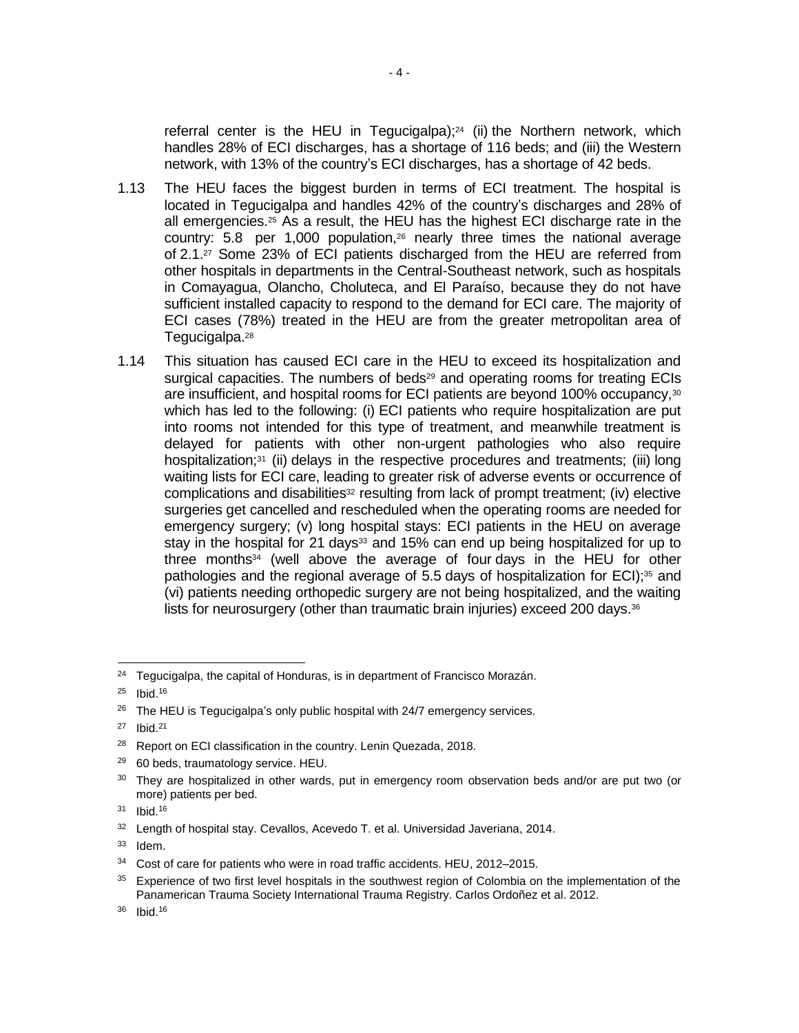referral center is the HEU in Tegucigalpa);[24] (ii) the Northern network, which handles 28% of ECI discharges, has a shortage of 116 beds; and (iii) the Western network, with 13% of the country's ECI discharges, has a shortage of 42 beds.

1.13 The HEU faces the biggest burden in terms of ECI treatment. The hospital is located in Tegucigalpa and handles 42% of the country's discharges and 28% of all emergencies.[25] As a result, the HEU has the highest ECI discharge rate in the country: 5.8 per 1,000 population,[26] nearly three times the national average of 2.1.[27] Some 23% of ECI patients discharged from the HEU are referred from other hospitals in departments in the Central-Southeast network, such as hospitals in Comayagua, Olancho, Choluteca, and El Paraíso, because they do not have sufficient installed capacity to respond to the demand for ECI care. The majority of ECI cases (78%) treated in the HEU are from the greater metropolitan area of Tegucigalpa.[28]

1.14 This situation has caused ECI care in the HEU to exceed its hospitalization and surgical capacities. The numbers of beds[29] and operating rooms for treating ECIs are insufficient, and hospital rooms for ECI patients are beyond 100% occupancy,[30] which has led to the following: (i) ECI patients who require hospitalization are put into rooms not intended for this type of treatment, and meanwhile treatment is delayed for patients with other non-urgent pathologies who also require hospitalization;[31] (ii) delays in the respective procedures and treatments; (iii) long waiting lists for ECI care, leading to greater risk of adverse events or occurrence of complications and disabilities[32] resulting from lack of prompt treatment; (iv) elective surgeries get cancelled and rescheduled when the operating rooms are needed for emergency surgery; (v) long hospital stays: ECI patients in the HEU on average stay in the hospital for 21 days[33] and 15% can end up being hospitalized for up to three months[34] (well above the average of four days in the HEU for other pathologies and the regional average of 5.5 days of hospitalization for ECI);[35] and (vi) patients needing orthopedic surgery are not being hospitalized, and the waiting lists for neurosurgery (other than traumatic brain injuries) exceed 200 days.[36]

---

[24] Tegucigalpa, the capital of Honduras, is in department of Francisco Morazán.

[25] Ibid.[16]

[26] The HEU is Tegucigalpa's only public hospital with 24/7 emergency services.

[27] Ibid.[21]

[28] Report on ECI classification in the country. Lenin Quezada, 2018.

[29] 60 beds, traumatology service. HEU.

[30] They are hospitalized in other wards, put in emergency room observation beds and/or are put two (or more) patients per bed.

[31] Ibid.[16]

[32] Length of hospital stay. Cevallos, Acevedo T. et al. Universidad Javeriana, 2014.

[33] Idem.

[34] Cost of care for patients who were in road traffic accidents. HEU, 2012–2015.

[35] Experience of two first level hospitals in the southwest region of Colombia on the implementation of the Panamerican Trauma Society International Trauma Registry. Carlos Ordoñez et al. 2012.

[36] Ibid.[16]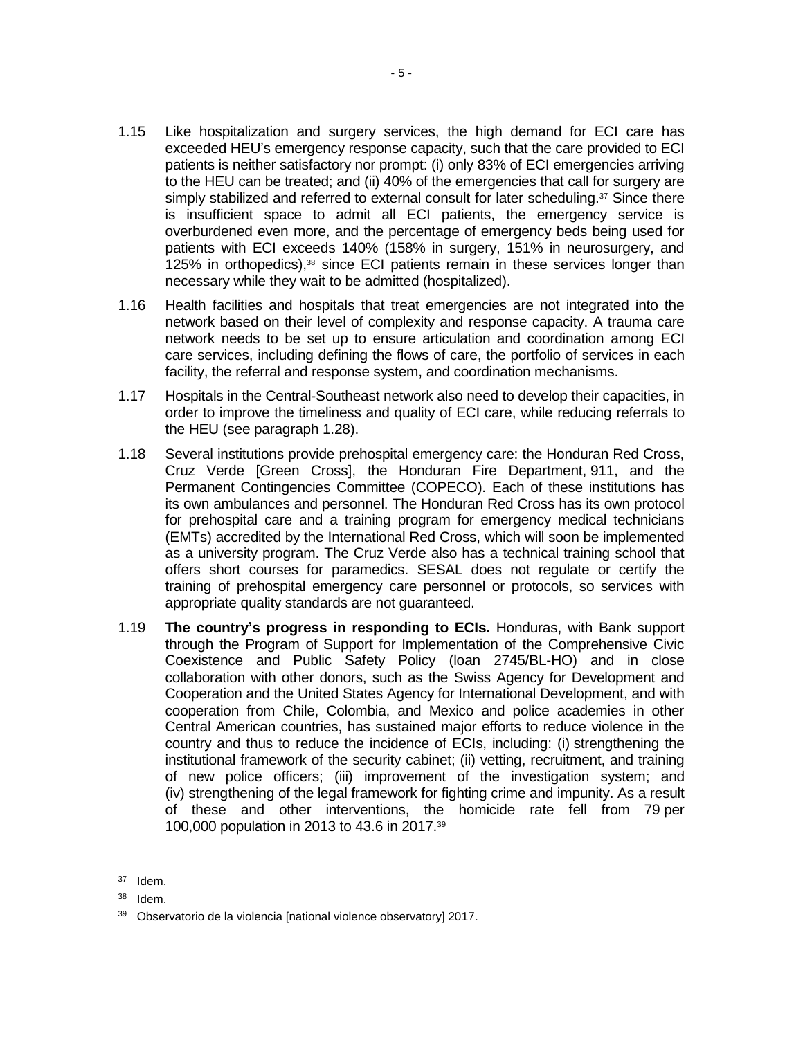1.15 Like hospitalization and surgery services, the high demand for ECI care has exceeded HEU's emergency response capacity, such that the care provided to ECI patients is neither satisfactory nor prompt: (i) only 83% of ECI emergencies arriving to the HEU can be treated; and (ii) 40% of the emergencies that call for surgery are simply stabilized and referred to external consult for later scheduling.[37] Since there is insufficient space to admit all ECI patients, the emergency service is overburdened even more, and the percentage of emergency beds being used for patients with ECI exceeds 140% (158% in surgery, 151% in neurosurgery, and 125% in orthopedics),[38] since ECI patients remain in these services longer than necessary while they wait to be admitted (hospitalized).

1.16 Health facilities and hospitals that treat emergencies are not integrated into the network based on their level of complexity and response capacity. A trauma care network needs to be set up to ensure articulation and coordination among ECI care services, including defining the flows of care, the portfolio of services in each facility, the referral and response system, and coordination mechanisms.

1.17 Hospitals in the Central-Southeast network also need to develop their capacities, in order to improve the timeliness and quality of ECI care, while reducing referrals to the HEU (see paragraph 1.28).

1.18 Several institutions provide prehospital emergency care: the Honduran Red Cross, Cruz Verde [Green Cross], the Honduran Fire Department, 911, and the Permanent Contingencies Committee (COPECO). Each of these institutions has its own ambulances and personnel. The Honduran Red Cross has its own protocol for prehospital care and a training program for emergency medical technicians (EMTs) accredited by the International Red Cross, which will soon be implemented as a university program. The Cruz Verde also has a technical training school that offers short courses for paramedics. SESAL does not regulate or certify the training of prehospital emergency care personnel or protocols, so services with appropriate quality standards are not guaranteed.

1.19 **The country's progress in responding to ECIs.** Honduras, with Bank support through the Program of Support for Implementation of the Comprehensive Civic Coexistence and Public Safety Policy (loan 2745/BL-HO) and in close collaboration with other donors, such as the Swiss Agency for Development and Cooperation and the United States Agency for International Development, and with cooperation from Chile, Colombia, and Mexico and police academies in other Central American countries, has sustained major efforts to reduce violence in the country and thus to reduce the incidence of ECIs, including: (i) strengthening the institutional framework of the security cabinet; (ii) vetting, recruitment, and training of new police officers; (iii) improvement of the investigation system; and (iv) strengthening of the legal framework for fighting crime and impunity. As a result of these and other interventions, the homicide rate fell from 79 per 100,000 population in 2013 to 43.6 in 2017.[39]

---

[37] Idem.

[38] Idem.

[39] Observatorio de la violencia [national violence observatory] 2017.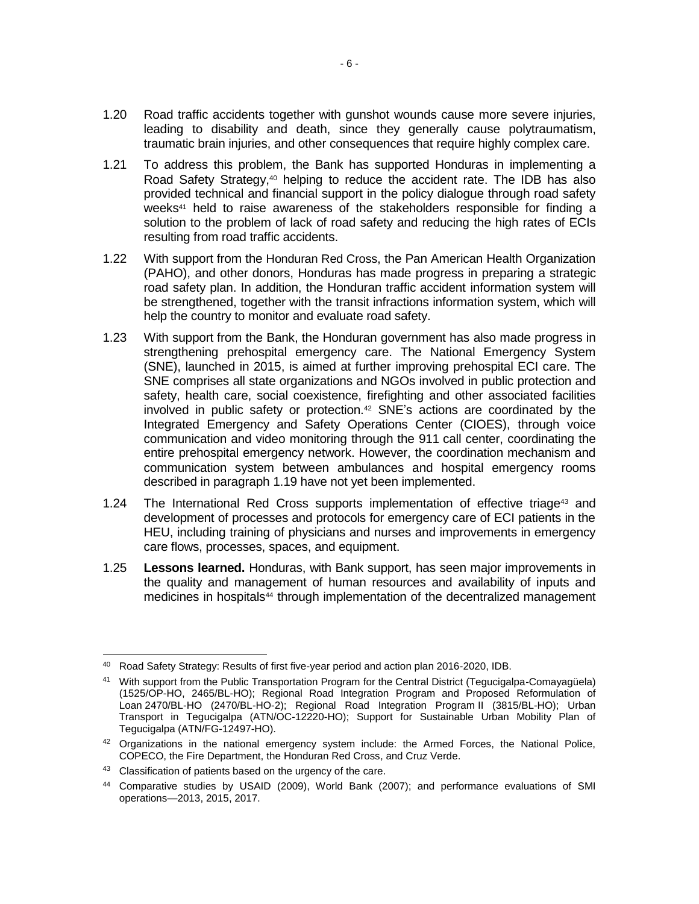1.20 Road traffic accidents together with gunshot wounds cause more severe injuries, leading to disability and death, since they generally cause polytraumatism, traumatic brain injuries, and other consequences that require highly complex care.

1.21 To address this problem, the Bank has supported Honduras in implementing a Road Safety Strategy,[40] helping to reduce the accident rate. The IDB has also provided technical and financial support in the policy dialogue through road safety weeks[41] held to raise awareness of the stakeholders responsible for finding a solution to the problem of lack of road safety and reducing the high rates of ECIs resulting from road traffic accidents.

1.22 With support from the Honduran Red Cross, the Pan American Health Organization (PAHO), and other donors, Honduras has made progress in preparing a strategic road safety plan. In addition, the Honduran traffic accident information system will be strengthened, together with the transit infractions information system, which will help the country to monitor and evaluate road safety.

1.23 With support from the Bank, the Honduran government has also made progress in strengthening prehospital emergency care. The National Emergency System (SNE), launched in 2015, is aimed at further improving prehospital ECI care. The SNE comprises all state organizations and NGOs involved in public protection and safety, health care, social coexistence, firefighting and other associated facilities involved in public safety or protection.[42] SNE's actions are coordinated by the Integrated Emergency and Safety Operations Center (CIOES), through voice communication and video monitoring through the 911 call center, coordinating the entire prehospital emergency network. However, the coordination mechanism and communication system between ambulances and hospital emergency rooms described in paragraph 1.19 have not yet been implemented.

1.24 The International Red Cross supports implementation of effective triage[43] and development of processes and protocols for emergency care of ECI patients in the HEU, including training of physicians and nurses and improvements in emergency care flows, processes, spaces, and equipment.

1.25 **Lessons learned.** Honduras, with Bank support, has seen major improvements in the quality and management of human resources and availability of inputs and medicines in hospitals[44] through implementation of the decentralized management

---

[40] Road Safety Strategy: Results of first five-year period and action plan 2016-2020, IDB.

[41] With support from the Public Transportation Program for the Central District (Tegucigalpa-Comayagüela) (1525/OP-HO, 2465/BL-HO); Regional Road Integration Program and Proposed Reformulation of Loan 2470/BL-HO (2470/BL-HO-2); Regional Road Integration Program II (3815/BL-HO); Urban Transport in Tegucigalpa (ATN/OC-12220-HO); Support for Sustainable Urban Mobility Plan of Tegucigalpa (ATN/FG-12497-HO).

[42] Organizations in the national emergency system include: the Armed Forces, the National Police, COPECO, the Fire Department, the Honduran Red Cross, and Cruz Verde.

[43] Classification of patients based on the urgency of the care.

[44] Comparative studies by USAID (2009), World Bank (2007); and performance evaluations of SMI operations—2013, 2015, 2017.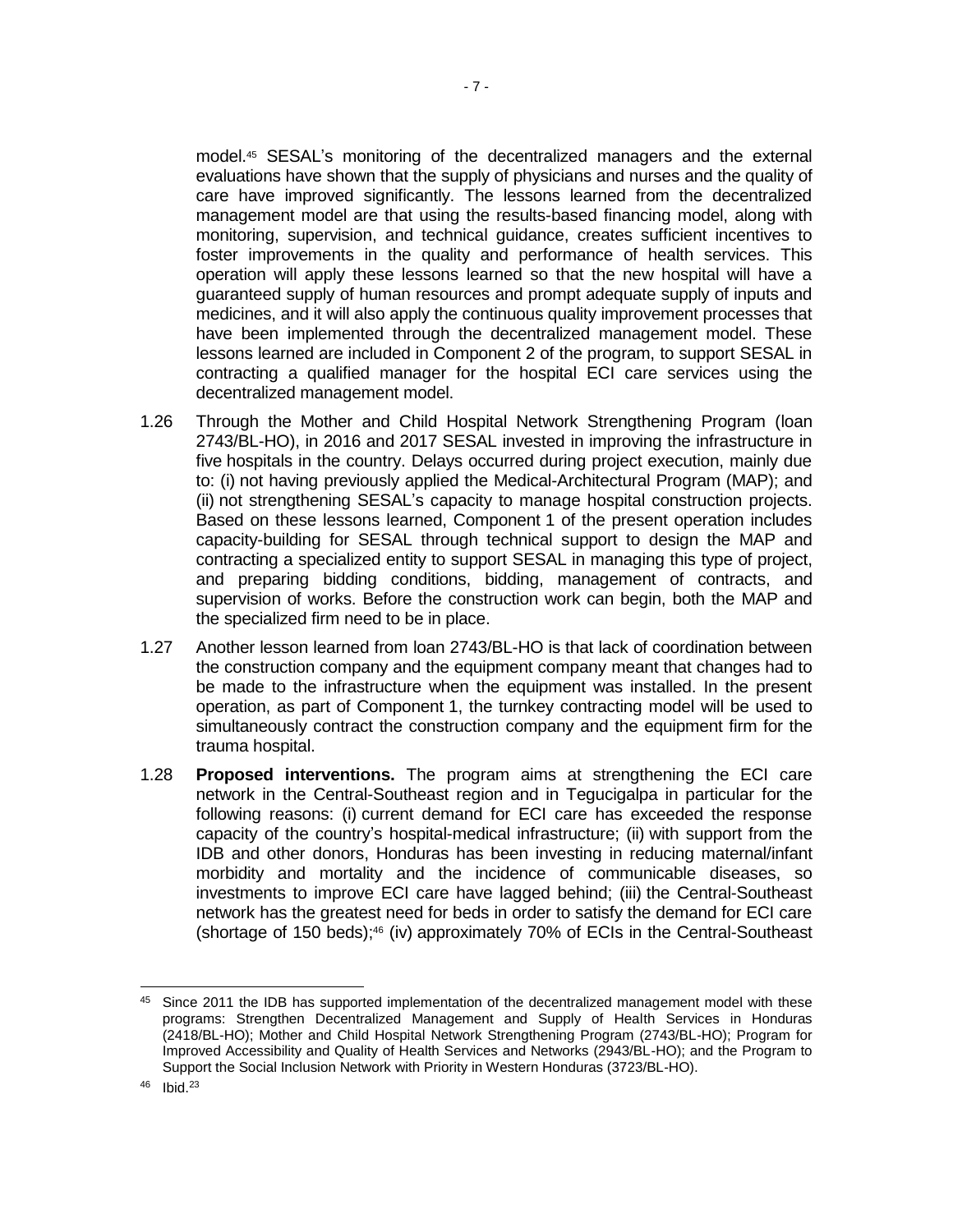model.[45] SESAL's monitoring of the decentralized managers and the external evaluations have shown that the supply of physicians and nurses and the quality of care have improved significantly. The lessons learned from the decentralized management model are that using the results-based financing model, along with monitoring, supervision, and technical guidance, creates sufficient incentives to foster improvements in the quality and performance of health services. This operation will apply these lessons learned so that the new hospital will have a guaranteed supply of human resources and prompt adequate supply of inputs and medicines, and it will also apply the continuous quality improvement processes that have been implemented through the decentralized management model. These lessons learned are included in Component 2 of the program, to support SESAL in contracting a qualified manager for the hospital ECI care services using the decentralized management model.

1.26 Through the Mother and Child Hospital Network Strengthening Program (loan 2743/BL-HO), in 2016 and 2017 SESAL invested in improving the infrastructure in five hospitals in the country. Delays occurred during project execution, mainly due to: (i) not having previously applied the Medical-Architectural Program (MAP); and (ii) not strengthening SESAL's capacity to manage hospital construction projects. Based on these lessons learned, Component 1 of the present operation includes capacity-building for SESAL through technical support to design the MAP and contracting a specialized entity to support SESAL in managing this type of project, and preparing bidding conditions, bidding, management of contracts, and supervision of works. Before the construction work can begin, both the MAP and the specialized firm need to be in place.

1.27 Another lesson learned from loan 2743/BL-HO is that lack of coordination between the construction company and the equipment company meant that changes had to be made to the infrastructure when the equipment was installed. In the present operation, as part of Component 1, the turnkey contracting model will be used to simultaneously contract the construction company and the equipment firm for the trauma hospital.

1.28 **Proposed interventions.** The program aims at strengthening the ECI care network in the Central-Southeast region and in Tegucigalpa in particular for the following reasons: (i) current demand for ECI care has exceeded the response capacity of the country's hospital-medical infrastructure; (ii) with support from the IDB and other donors, Honduras has been investing in reducing maternal/infant morbidity and mortality and the incidence of communicable diseases, so investments to improve ECI care have lagged behind; (iii) the Central-Southeast network has the greatest need for beds in order to satisfy the demand for ECI care (shortage of 150 beds);[46] (iv) approximately 70% of ECIs in the Central-Southeast

---

[45] Since 2011 the IDB has supported implementation of the decentralized management model with these programs: Strengthen Decentralized Management and Supply of Health Services in Honduras (2418/BL-HO); Mother and Child Hospital Network Strengthening Program (2743/BL-HO); Program for Improved Accessibility and Quality of Health Services and Networks (2943/BL-HO); and the Program to Support the Social Inclusion Network with Priority in Western Honduras (3723/BL-HO).

[46] Ibid.[23]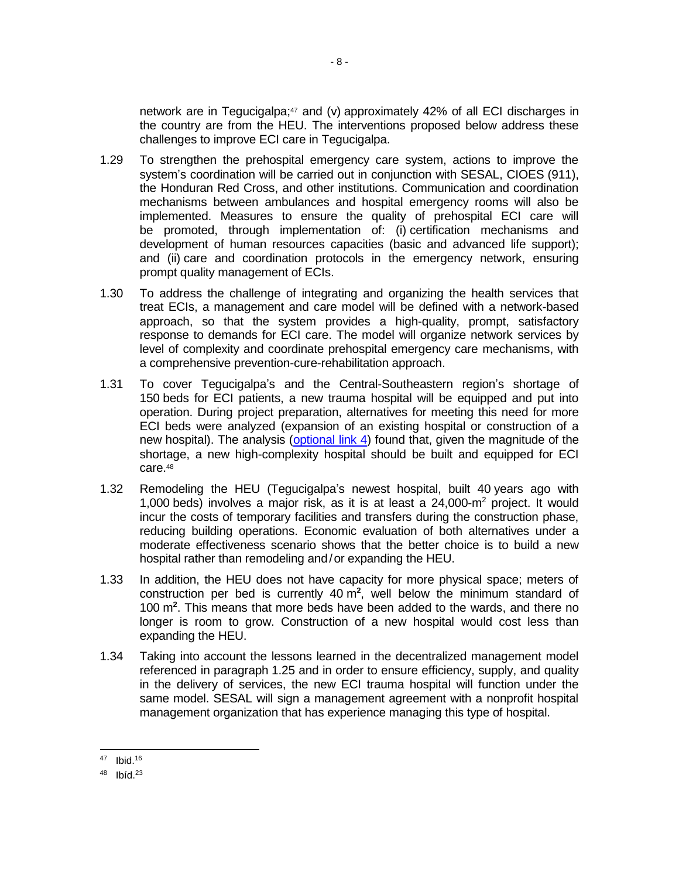network are in Tegucigalpa;[47] and (v) approximately 42% of all ECI discharges in the country are from the HEU. The interventions proposed below address these challenges to improve ECI care in Tegucigalpa.

1.29 To strengthen the prehospital emergency care system, actions to improve the system's coordination will be carried out in conjunction with SESAL, CIOES (911), the Honduran Red Cross, and other institutions. Communication and coordination mechanisms between ambulances and hospital emergency rooms will also be implemented. Measures to ensure the quality of prehospital ECI care will be promoted, through implementation of: (i) certification mechanisms and development of human resources capacities (basic and advanced life support); and (ii) care and coordination protocols in the emergency network, ensuring prompt quality management of ECIs.

1.30 To address the challenge of integrating and organizing the health services that treat ECIs, a management and care model will be defined with a network-based approach, so that the system provides a high-quality, prompt, satisfactory response to demands for ECI care. The model will organize network services by level of complexity and coordinate prehospital emergency care mechanisms, with a comprehensive prevention-cure-rehabilitation approach.

1.31 To cover Tegucigalpa's and the Central-Southeastern region's shortage of 150 beds for ECI patients, a new trauma hospital will be equipped and put into operation. During project preparation, alternatives for meeting this need for more ECI beds were analyzed (expansion of an existing hospital or construction of a new hospital). The analysis (optional link 4) found that, given the magnitude of the shortage, a new high-complexity hospital should be built and equipped for ECI care.[48]

1.32 Remodeling the HEU (Tegucigalpa's newest hospital, built 40 years ago with 1,000 beds) involves a major risk, as it is at least a 24,000-m$^2$ project. It would incur the costs of temporary facilities and transfers during the construction phase, reducing building operations. Economic evaluation of both alternatives under a moderate effectiveness scenario shows that the better choice is to build a new hospital rather than remodeling and/or expanding the HEU.

1.33 In addition, the HEU does not have capacity for more physical space; meters of construction per bed is currently 40 m$^2$, well below the minimum standard of 100 m$^2$. This means that more beds have been added to the wards, and there no longer is room to grow. Construction of a new hospital would cost less than expanding the HEU.

1.34 Taking into account the lessons learned in the decentralized management model referenced in paragraph 1.25 and in order to ensure efficiency, supply, and quality in the delivery of services, the new ECI trauma hospital will function under the same model. SESAL will sign a management agreement with a nonprofit hospital management organization that has experience managing this type of hospital.

---

[47] Ibid.[16]

[48] Ibíd.[23]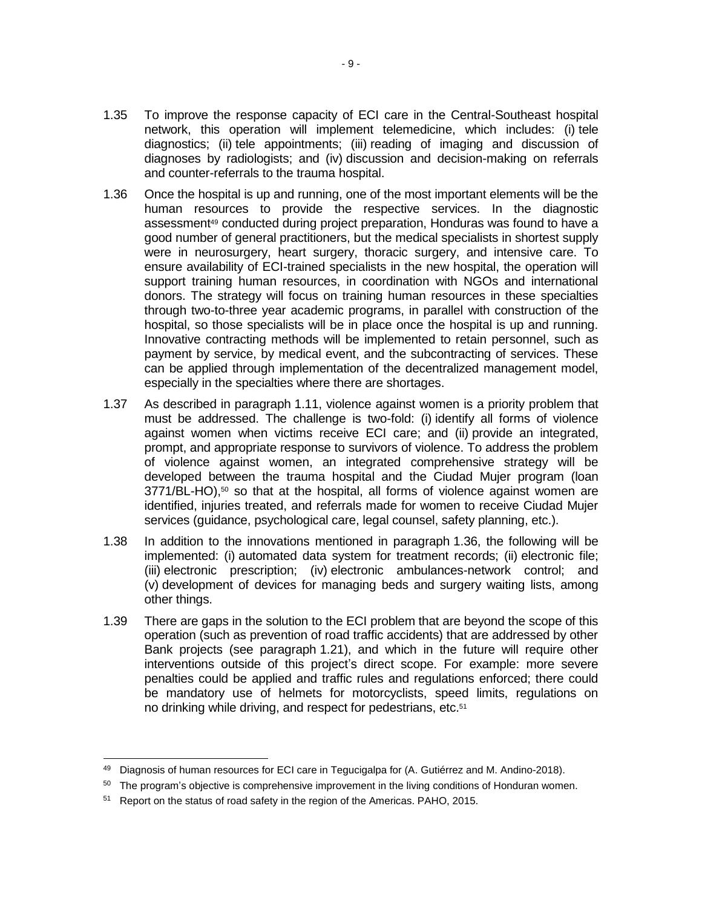1.35 To improve the response capacity of ECI care in the Central-Southeast hospital network, this operation will implement telemedicine, which includes: (i) tele diagnostics; (ii) tele appointments; (iii) reading of imaging and discussion of diagnoses by radiologists; and (iv) discussion and decision-making on referrals and counter-referrals to the trauma hospital.

1.36 Once the hospital is up and running, one of the most important elements will be the human resources to provide the respective services. In the diagnostic assessment[49] conducted during project preparation, Honduras was found to have a good number of general practitioners, but the medical specialists in shortest supply were in neurosurgery, heart surgery, thoracic surgery, and intensive care. To ensure availability of ECI-trained specialists in the new hospital, the operation will support training human resources, in coordination with NGOs and international donors. The strategy will focus on training human resources in these specialties through two-to-three year academic programs, in parallel with construction of the hospital, so those specialists will be in place once the hospital is up and running. Innovative contracting methods will be implemented to retain personnel, such as payment by service, by medical event, and the subcontracting of services. These can be applied through implementation of the decentralized management model, especially in the specialties where there are shortages.

1.37 As described in paragraph 1.11, violence against women is a priority problem that must be addressed. The challenge is two-fold: (i) identify all forms of violence against women when victims receive ECI care; and (ii) provide an integrated, prompt, and appropriate response to survivors of violence. To address the problem of violence against women, an integrated comprehensive strategy will be developed between the trauma hospital and the Ciudad Mujer program (loan 3771/BL-HO),[50] so that at the hospital, all forms of violence against women are identified, injuries treated, and referrals made for women to receive Ciudad Mujer services (guidance, psychological care, legal counsel, safety planning, etc.).

1.38 In addition to the innovations mentioned in paragraph 1.36, the following will be implemented: (i) automated data system for treatment records; (ii) electronic file; (iii) electronic prescription; (iv) electronic ambulances-network control; and (v) development of devices for managing beds and surgery waiting lists, among other things.

1.39 There are gaps in the solution to the ECI problem that are beyond the scope of this operation (such as prevention of road traffic accidents) that are addressed by other Bank projects (see paragraph 1.21), and which in the future will require other interventions outside of this project's direct scope. For example: more severe penalties could be applied and traffic rules and regulations enforced; there could be mandatory use of helmets for motorcyclists, speed limits, regulations on no drinking while driving, and respect for pedestrians, etc.[51]

---

[49] Diagnosis of human resources for ECI care in Tegucigalpa for (A. Gutiérrez and M. Andino-2018).

[50] The program's objective is comprehensive improvement in the living conditions of Honduran women.

[51] Report on the status of road safety in the region of the Americas. PAHO, 2015.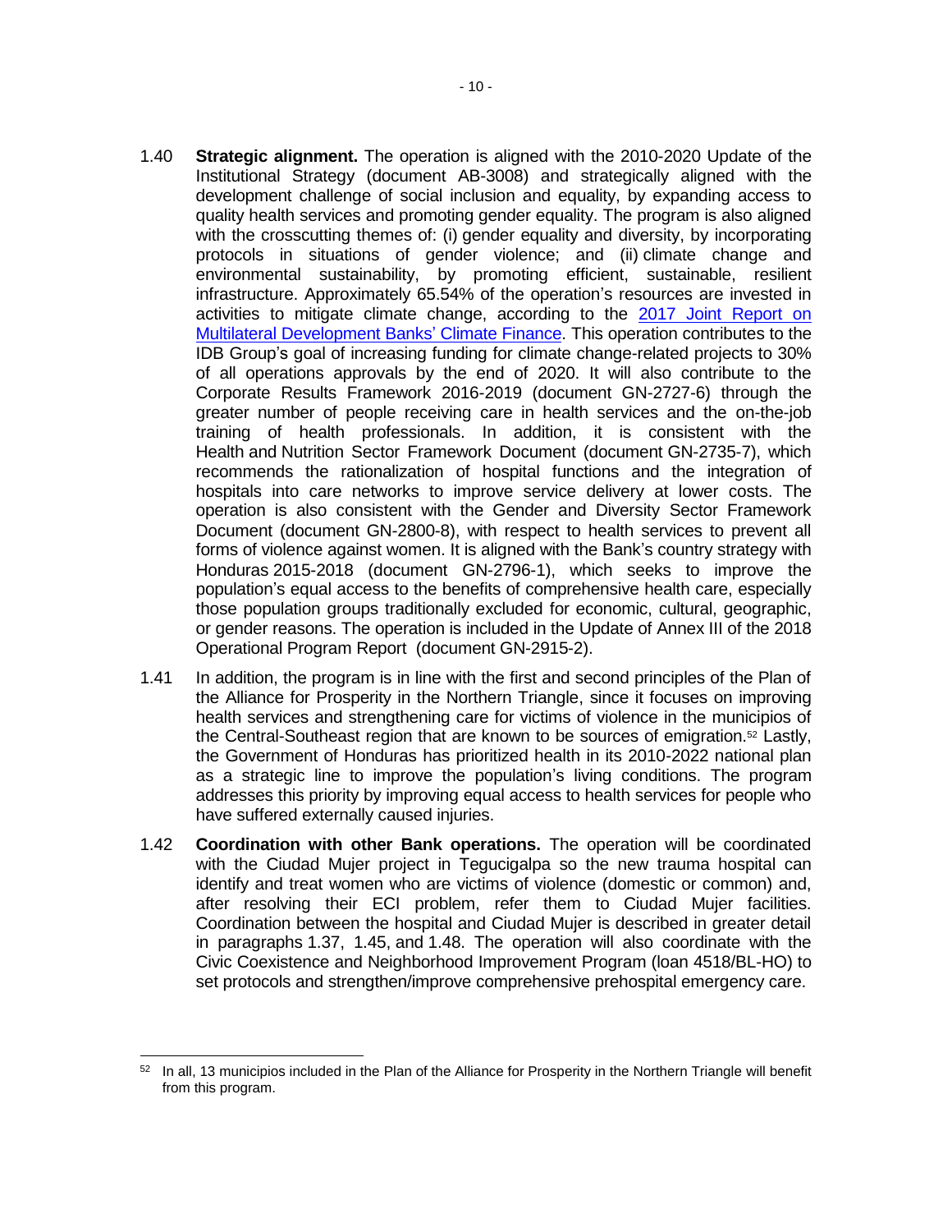1.40 **Strategic alignment.** The operation is aligned with the 2010-2020 Update of the Institutional Strategy (document AB-3008) and strategically aligned with the development challenge of social inclusion and equality, by expanding access to quality health services and promoting gender equality. The program is also aligned with the crosscutting themes of: (i) gender equality and diversity, by incorporating protocols in situations of gender violence; and (ii) climate change and environmental sustainability, by promoting efficient, sustainable, resilient infrastructure. Approximately 65.54% of the operation's resources are invested in activities to mitigate climate change, according to the 2017 Joint Report on Multilateral Development Banks' Climate Finance. This operation contributes to the IDB Group's goal of increasing funding for climate change-related projects to 30% of all operations approvals by the end of 2020. It will also contribute to the Corporate Results Framework 2016-2019 (document GN-2727-6) through the greater number of people receiving care in health services and the on-the-job training of health professionals. In addition, it is consistent with the Health and Nutrition Sector Framework Document (document GN-2735-7), which recommends the rationalization of hospital functions and the integration of hospitals into care networks to improve service delivery at lower costs. The operation is also consistent with the Gender and Diversity Sector Framework Document (document GN-2800-8), with respect to health services to prevent all forms of violence against women. It is aligned with the Bank's country strategy with Honduras 2015-2018 (document GN-2796-1), which seeks to improve the population's equal access to the benefits of comprehensive health care, especially those population groups traditionally excluded for economic, cultural, geographic, or gender reasons. The operation is included in the Update of Annex III of the 2018 Operational Program Report (document GN-2915-2).

1.41 In addition, the program is in line with the first and second principles of the Plan of the Alliance for Prosperity in the Northern Triangle, since it focuses on improving health services and strengthening care for victims of violence in the municipios of the Central-Southeast region that are known to be sources of emigration.[52] Lastly, the Government of Honduras has prioritized health in its 2010-2022 national plan as a strategic line to improve the population's living conditions. The program addresses this priority by improving equal access to health services for people who have suffered externally caused injuries.

1.42 **Coordination with other Bank operations.** The operation will be coordinated with the Ciudad Mujer project in Tegucigalpa so the new trauma hospital can identify and treat women who are victims of violence (domestic or common) and, after resolving their ECI problem, refer them to Ciudad Mujer facilities. Coordination between the hospital and Ciudad Mujer is described in greater detail in paragraphs 1.37, 1.45, and 1.48. The operation will also coordinate with the Civic Coexistence and Neighborhood Improvement Program (loan 4518/BL-HO) to set protocols and strengthen/improve comprehensive prehospital emergency care.

---

[52] In all, 13 municipios included in the Plan of the Alliance for Prosperity in the Northern Triangle will benefit from this program.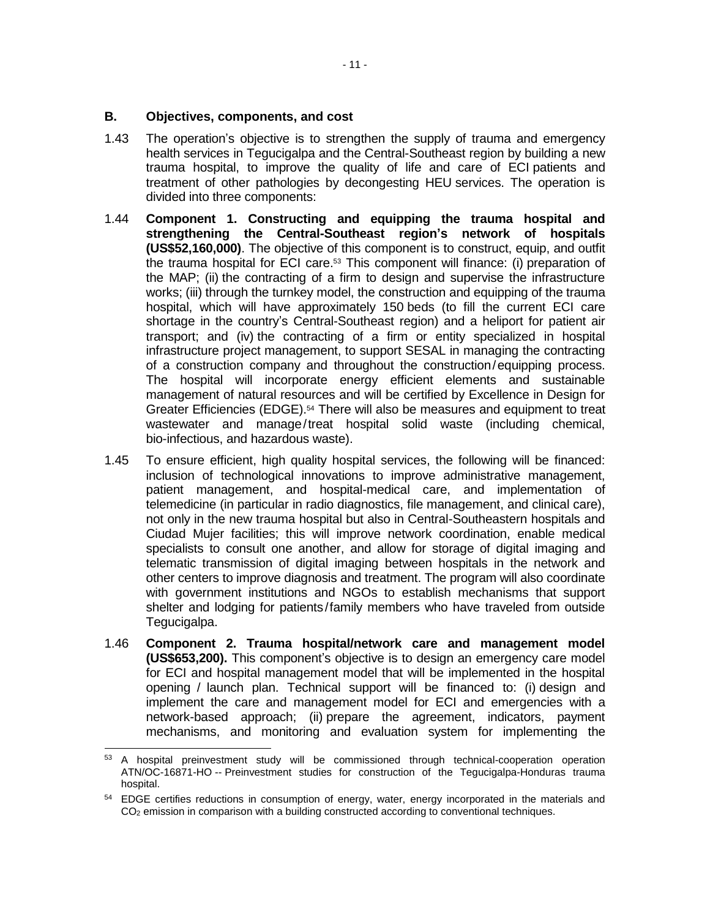## B. Objectives, components, and cost

1.43 The operation's objective is to strengthen the supply of trauma and emergency health services in Tegucigalpa and the Central-Southeast region by building a new trauma hospital, to improve the quality of life and care of ECI patients and treatment of other pathologies by decongesting HEU services. The operation is divided into three components:

1.44 **Component 1. Constructing and equipping the trauma hospital and strengthening the Central-Southeast region's network of hospitals (US$52,160,000)**. The objective of this component is to construct, equip, and outfit the trauma hospital for ECI care.[53] This component will finance: (i) preparation of the MAP; (ii) the contracting of a firm to design and supervise the infrastructure works; (iii) through the turnkey model, the construction and equipping of the trauma hospital, which will have approximately 150 beds (to fill the current ECI care shortage in the country's Central-Southeast region) and a heliport for patient air transport; and (iv) the contracting of a firm or entity specialized in hospital infrastructure project management, to support SESAL in managing the contracting of a construction company and throughout the construction/equipping process. The hospital will incorporate energy efficient elements and sustainable management of natural resources and will be certified by Excellence in Design for Greater Efficiencies (EDGE).[54] There will also be measures and equipment to treat wastewater and manage/treat hospital solid waste (including chemical, bio-infectious, and hazardous waste).

1.45 To ensure efficient, high quality hospital services, the following will be financed: inclusion of technological innovations to improve administrative management, patient management, and hospital-medical care, and implementation of telemedicine (in particular in radio diagnostics, file management, and clinical care), not only in the new trauma hospital but also in Central-Southeastern hospitals and Ciudad Mujer facilities; this will improve network coordination, enable medical specialists to consult one another, and allow for storage of digital imaging and telematic transmission of digital imaging between hospitals in the network and other centers to improve diagnosis and treatment. The program will also coordinate with government institutions and NGOs to establish mechanisms that support shelter and lodging for patients/family members who have traveled from outside Tegucigalpa.

1.46 **Component 2. Trauma hospital/network care and management model (US$653,200).** This component's objective is to design an emergency care model for ECI and hospital management model that will be implemented in the hospital opening / launch plan. Technical support will be financed to: (i) design and implement the care and management model for ECI and emergencies with a network-based approach; (ii) prepare the agreement, indicators, payment mechanisms, and monitoring and evaluation system for implementing the

---

[53] A hospital preinvestment study will be commissioned through technical-cooperation operation ATN/OC-16871-HO -- Preinvestment studies for construction of the Tegucigalpa-Honduras trauma hospital.

[54] EDGE certifies reductions in consumption of energy, water, energy incorporated in the materials and $CO_2$ emission in comparison with a building constructed according to conventional techniques.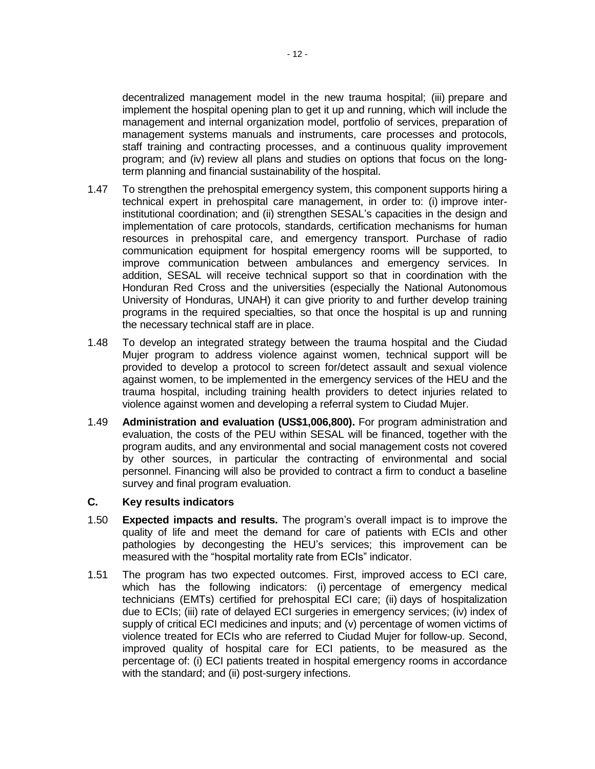decentralized management model in the new trauma hospital; (iii) prepare and implement the hospital opening plan to get it up and running, which will include the management and internal organization model, portfolio of services, preparation of management systems manuals and instruments, care processes and protocols, staff training and contracting processes, and a continuous quality improvement program; and (iv) review all plans and studies on options that focus on the long-term planning and financial sustainability of the hospital.

1.47 To strengthen the prehospital emergency system, this component supports hiring a technical expert in prehospital care management, in order to: (i) improve inter-institutional coordination; and (ii) strengthen SESAL's capacities in the design and implementation of care protocols, standards, certification mechanisms for human resources in prehospital care, and emergency transport. Purchase of radio communication equipment for hospital emergency rooms will be supported, to improve communication between ambulances and emergency services. In addition, SESAL will receive technical support so that in coordination with the Honduran Red Cross and the universities (especially the National Autonomous University of Honduras, UNAH) it can give priority to and further develop training programs in the required specialties, so that once the hospital is up and running the necessary technical staff are in place.

1.48 To develop an integrated strategy between the trauma hospital and the Ciudad Mujer program to address violence against women, technical support will be provided to develop a protocol to screen for/detect assault and sexual violence against women, to be implemented in the emergency services of the HEU and the trauma hospital, including training health providers to detect injuries related to violence against women and developing a referral system to Ciudad Mujer.

1.49 **Administration and evaluation (US$1,006,800).** For program administration and evaluation, the costs of the PEU within SESAL will be financed, together with the program audits, and any environmental and social management costs not covered by other sources, in particular the contracting of environmental and social personnel. Financing will also be provided to contract a firm to conduct a baseline survey and final program evaluation.

## C. Key results indicators

1.50 **Expected impacts and results.** The program's overall impact is to improve the quality of life and meet the demand for care of patients with ECIs and other pathologies by decongesting the HEU's services; this improvement can be measured with the "hospital mortality rate from ECIs" indicator.

1.51 The program has two expected outcomes. First, improved access to ECI care, which has the following indicators: (i) percentage of emergency medical technicians (EMTs) certified for prehospital ECI care; (ii) days of hospitalization due to ECIs; (iii) rate of delayed ECI surgeries in emergency services; (iv) index of supply of critical ECI medicines and inputs; and (v) percentage of women victims of violence treated for ECIs who are referred to Ciudad Mujer for follow-up. Second, improved quality of hospital care for ECI patients, to be measured as the percentage of: (i) ECI patients treated in hospital emergency rooms in accordance with the standard; and (ii) post-surgery infections.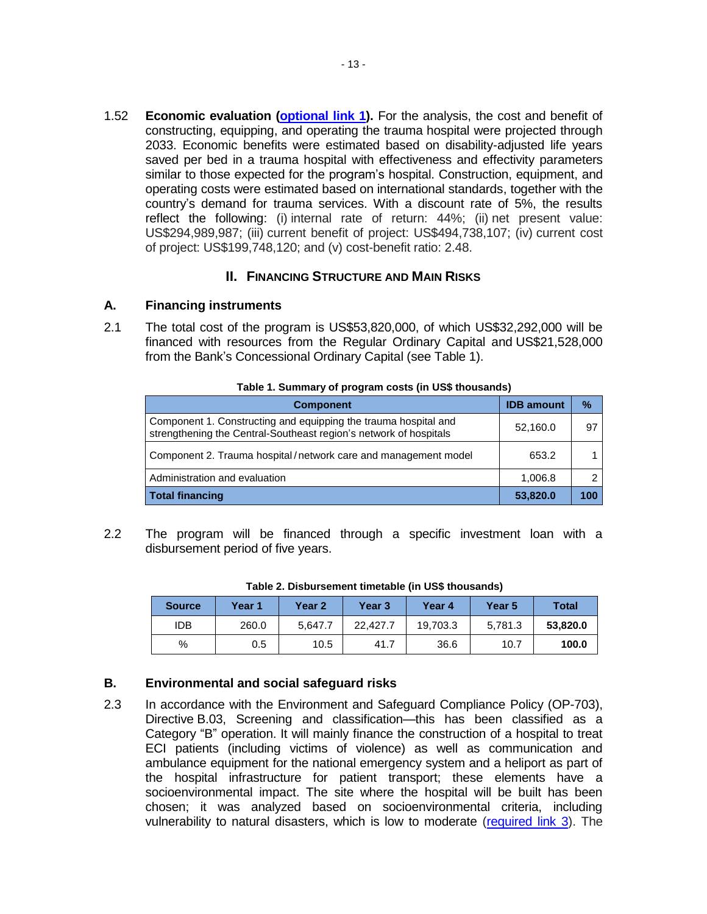1.52 **Economic evaluation (optional link 1).** For the analysis, the cost and benefit of constructing, equipping, and operating the trauma hospital were projected through 2033. Economic benefits were estimated based on disability-adjusted life years saved per bed in a trauma hospital with effectiveness and effectivity parameters similar to those expected for the program's hospital. Construction, equipment, and operating costs were estimated based on international standards, together with the country's demand for trauma services. With a discount rate of 5%, the results reflect the following: (i) internal rate of return: 44%; (ii) net present value: US$294,989,987; (iii) current benefit of project: US$494,738,107; (iv) current cost of project: US$199,748,120; and (v) cost-benefit ratio: 2.48.

## II. FINANCING STRUCTURE AND MAIN RISKS

### A. Financing instruments

2.1 The total cost of the program is US$53,820,000, of which US$32,292,000 will be financed with resources from the Regular Ordinary Capital and US$21,528,000 from the Bank's Concessional Ordinary Capital (see Table 1).

**Table 1. Summary of program costs (in US$ thousands)**

| Component | IDB amount | % |
|---|---|---|
| Component 1. Constructing and equipping the trauma hospital and strengthening the Central-Southeast region's network of hospitals | 52,160.0 | 97 |
| Component 2. Trauma hospital / network care and management model | 653.2 | 1 |
| Administration and evaluation | 1,006.8 | 2 |
| **Total financing** | **53,820.0** | **100** |

2.2 The program will be financed through a specific investment loan with a disbursement period of five years.

**Table 2. Disbursement timetable (in US$ thousands)**

| Source | Year 1 | Year 2 | Year 3 | Year 4 | Year 5 | Total |
|---|---|---|---|---|---|---|
| IDB | 260.0 | 5,647.7 | 22,427.7 | 19,703.3 | 5,781.3 | **53,820.0** |
| % | 0.5 | 10.5 | 41.7 | 36.6 | 10.7 | **100.0** |

### B. Environmental and social safeguard risks

2.3 In accordance with the Environment and Safeguard Compliance Policy (OP-703), Directive B.03, Screening and classification—this has been classified as a Category "B" operation. It will mainly finance the construction of a hospital to treat ECI patients (including victims of violence) as well as communication and ambulance equipment for the national emergency system and a heliport as part of the hospital infrastructure for patient transport; these elements have a socioenvironmental impact. The site where the hospital will be built has been chosen; it was analyzed based on socioenvironmental criteria, including vulnerability to natural disasters, which is low to moderate (required link 3). The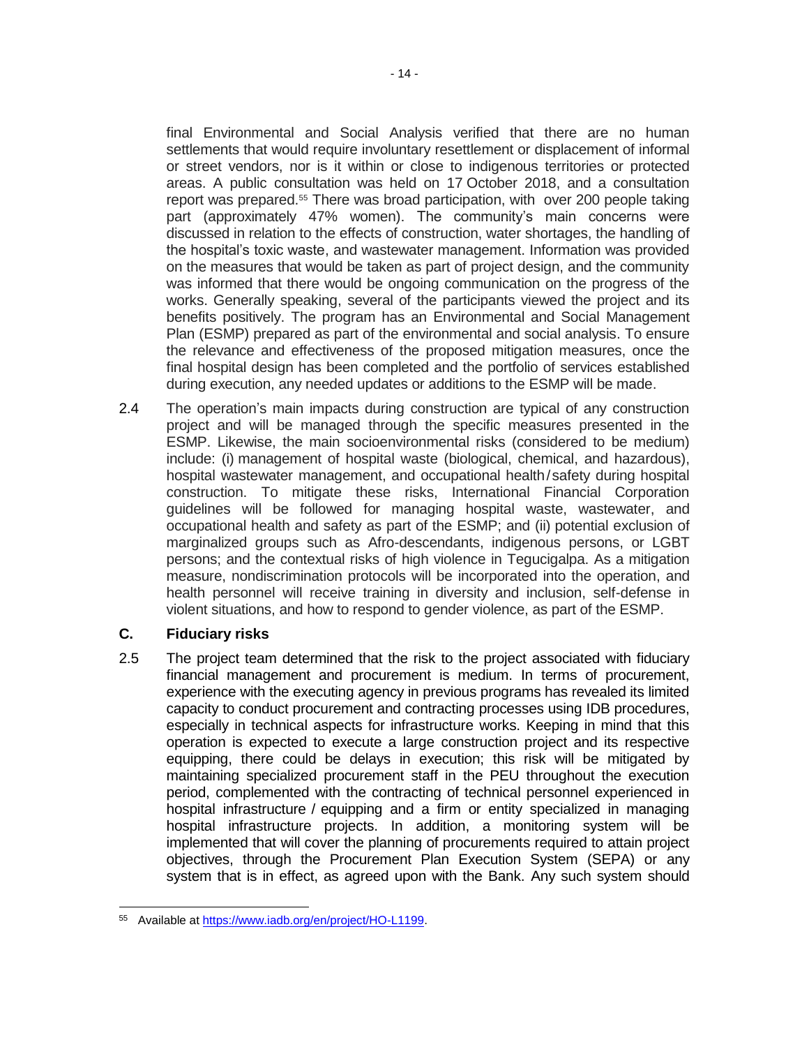final Environmental and Social Analysis verified that there are no human settlements that would require involuntary resettlement or displacement of informal or street vendors, nor is it within or close to indigenous territories or protected areas. A public consultation was held on 17 October 2018, and a consultation report was prepared.[55] There was broad participation, with over 200 people taking part (approximately 47% women). The community's main concerns were discussed in relation to the effects of construction, water shortages, the handling of the hospital's toxic waste, and wastewater management. Information was provided on the measures that would be taken as part of project design, and the community was informed that there would be ongoing communication on the progress of the works. Generally speaking, several of the participants viewed the project and its benefits positively. The program has an Environmental and Social Management Plan (ESMP) prepared as part of the environmental and social analysis. To ensure the relevance and effectiveness of the proposed mitigation measures, once the final hospital design has been completed and the portfolio of services established during execution, any needed updates or additions to the ESMP will be made.

2.4 The operation's main impacts during construction are typical of any construction project and will be managed through the specific measures presented in the ESMP. Likewise, the main socioenvironmental risks (considered to be medium) include: (i) management of hospital waste (biological, chemical, and hazardous), hospital wastewater management, and occupational health/safety during hospital construction. To mitigate these risks, International Financial Corporation guidelines will be followed for managing hospital waste, wastewater, and occupational health and safety as part of the ESMP; and (ii) potential exclusion of marginalized groups such as Afro-descendants, indigenous persons, or LGBT persons; and the contextual risks of high violence in Tegucigalpa. As a mitigation measure, nondiscrimination protocols will be incorporated into the operation, and health personnel will receive training in diversity and inclusion, self-defense in violent situations, and how to respond to gender violence, as part of the ESMP.

### C. Fiduciary risks

2.5 The project team determined that the risk to the project associated with fiduciary financial management and procurement is medium. In terms of procurement, experience with the executing agency in previous programs has revealed its limited capacity to conduct procurement and contracting processes using IDB procedures, especially in technical aspects for infrastructure works. Keeping in mind that this operation is expected to execute a large construction project and its respective equipping, there could be delays in execution; this risk will be mitigated by maintaining specialized procurement staff in the PEU throughout the execution period, complemented with the contracting of technical personnel experienced in hospital infrastructure / equipping and a firm or entity specialized in managing hospital infrastructure projects. In addition, a monitoring system will be implemented that will cover the planning of procurements required to attain project objectives, through the Procurement Plan Execution System (SEPA) or any system that is in effect, as agreed upon with the Bank. Any such system should

---

[55] Available at https://www.iadb.org/en/project/HO-L1199.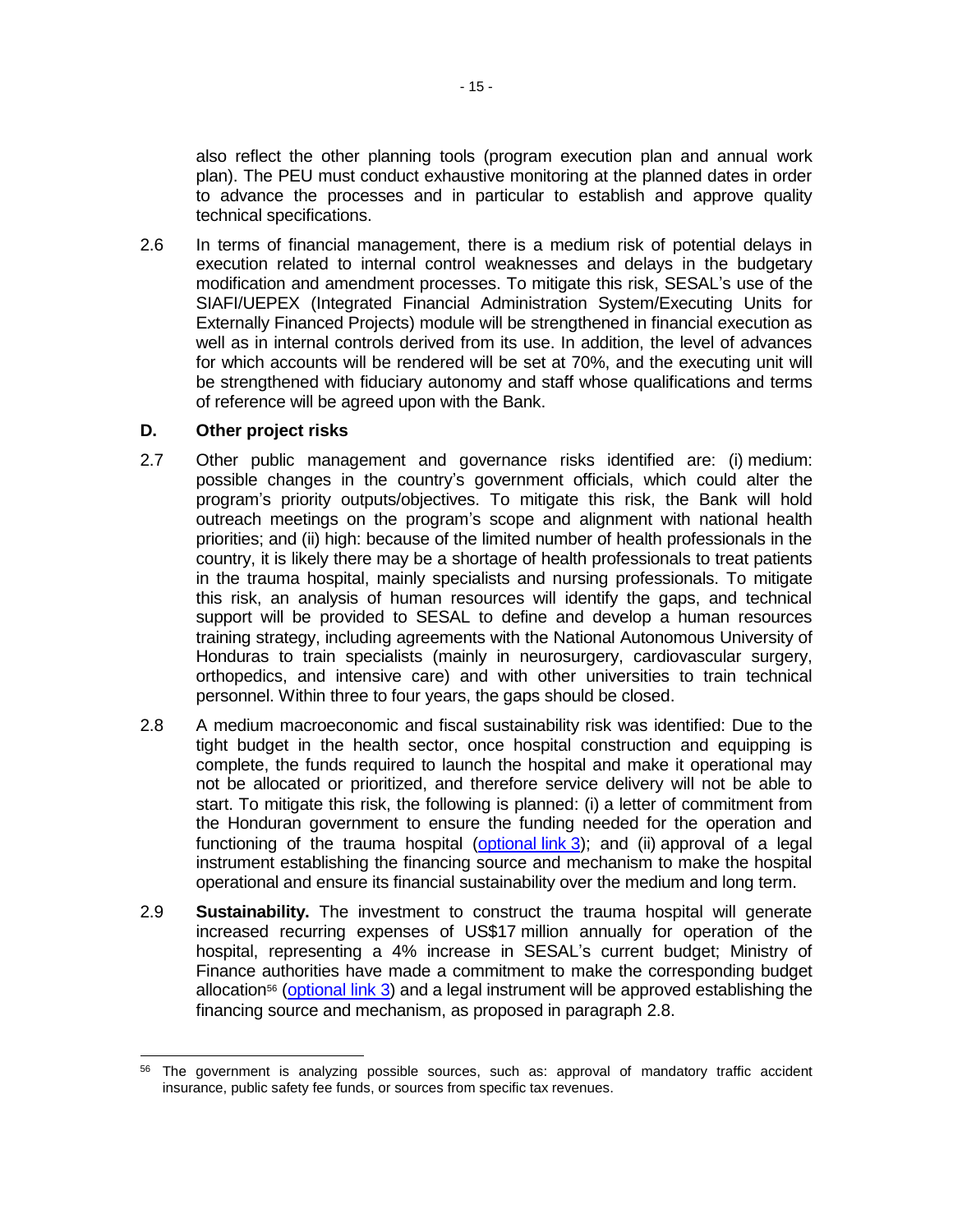also reflect the other planning tools (program execution plan and annual work plan). The PEU must conduct exhaustive monitoring at the planned dates in order to advance the processes and in particular to establish and approve quality technical specifications.

2.6 In terms of financial management, there is a medium risk of potential delays in execution related to internal control weaknesses and delays in the budgetary modification and amendment processes. To mitigate this risk, SESAL's use of the SIAFI/UEPEX (Integrated Financial Administration System/Executing Units for Externally Financed Projects) module will be strengthened in financial execution as well as in internal controls derived from its use. In addition, the level of advances for which accounts will be rendered will be set at 70%, and the executing unit will be strengthened with fiduciary autonomy and staff whose qualifications and terms of reference will be agreed upon with the Bank.

### D. Other project risks

2.7 Other public management and governance risks identified are: (i) medium: possible changes in the country's government officials, which could alter the program's priority outputs/objectives. To mitigate this risk, the Bank will hold outreach meetings on the program's scope and alignment with national health priorities; and (ii) high: because of the limited number of health professionals in the country, it is likely there may be a shortage of health professionals to treat patients in the trauma hospital, mainly specialists and nursing professionals. To mitigate this risk, an analysis of human resources will identify the gaps, and technical support will be provided to SESAL to define and develop a human resources training strategy, including agreements with the National Autonomous University of Honduras to train specialists (mainly in neurosurgery, cardiovascular surgery, orthopedics, and intensive care) and with other universities to train technical personnel. Within three to four years, the gaps should be closed.

2.8 A medium macroeconomic and fiscal sustainability risk was identified: Due to the tight budget in the health sector, once hospital construction and equipping is complete, the funds required to launch the hospital and make it operational may not be allocated or prioritized, and therefore service delivery will not be able to start. To mitigate this risk, the following is planned: (i) a letter of commitment from the Honduran government to ensure the funding needed for the operation and functioning of the trauma hospital (optional link 3); and (ii) approval of a legal instrument establishing the financing source and mechanism to make the hospital operational and ensure its financial sustainability over the medium and long term.

2.9 **Sustainability.** The investment to construct the trauma hospital will generate increased recurring expenses of US$17 million annually for operation of the hospital, representing a 4% increase in SESAL's current budget; Ministry of Finance authorities have made a commitment to make the corresponding budget allocation[56] (optional link 3) and a legal instrument will be approved establishing the financing source and mechanism, as proposed in paragraph 2.8.

---

[56] The government is analyzing possible sources, such as: approval of mandatory traffic accident insurance, public safety fee funds, or sources from specific tax revenues.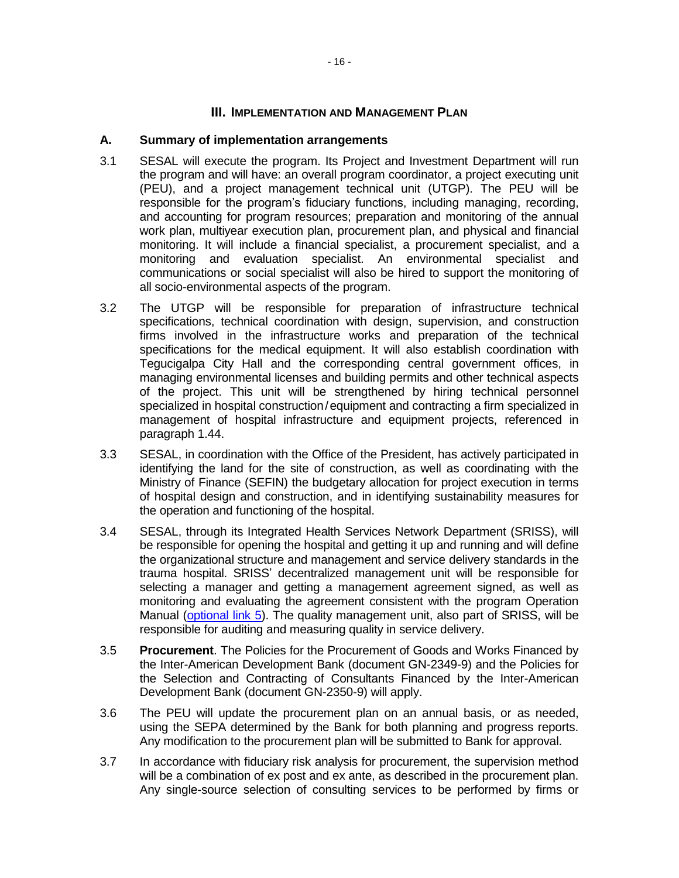# III. Implementation and Management Plan

## A. Summary of implementation arrangements

3.1 SESAL will execute the program. Its Project and Investment Department will run the program and will have: an overall program coordinator, a project executing unit (PEU), and a project management technical unit (UTGP). The PEU will be responsible for the program's fiduciary functions, including managing, recording, and accounting for program resources; preparation and monitoring of the annual work plan, multiyear execution plan, procurement plan, and physical and financial monitoring. It will include a financial specialist, a procurement specialist, and a monitoring and evaluation specialist. An environmental specialist and communications or social specialist will also be hired to support the monitoring of all socio-environmental aspects of the program.

3.2 The UTGP will be responsible for preparation of infrastructure technical specifications, technical coordination with design, supervision, and construction firms involved in the infrastructure works and preparation of the technical specifications for the medical equipment. It will also establish coordination with Tegucigalpa City Hall and the corresponding central government offices, in managing environmental licenses and building permits and other technical aspects of the project. This unit will be strengthened by hiring technical personnel specialized in hospital construction/equipment and contracting a firm specialized in management of hospital infrastructure and equipment projects, referenced in paragraph 1.44.

3.3 SESAL, in coordination with the Office of the President, has actively participated in identifying the land for the site of construction, as well as coordinating with the Ministry of Finance (SEFIN) the budgetary allocation for project execution in terms of hospital design and construction, and in identifying sustainability measures for the operation and functioning of the hospital.

3.4 SESAL, through its Integrated Health Services Network Department (SRISS), will be responsible for opening the hospital and getting it up and running and will define the organizational structure and management and service delivery standards in the trauma hospital. SRISS' decentralized management unit will be responsible for selecting a manager and getting a management agreement signed, as well as monitoring and evaluating the agreement consistent with the program Operation Manual (optional link 5). The quality management unit, also part of SRISS, will be responsible for auditing and measuring quality in service delivery.

3.5 **Procurement**. The Policies for the Procurement of Goods and Works Financed by the Inter-American Development Bank (document GN-2349-9) and the Policies for the Selection and Contracting of Consultants Financed by the Inter-American Development Bank (document GN-2350-9) will apply.

3.6 The PEU will update the procurement plan on an annual basis, or as needed, using the SEPA determined by the Bank for both planning and progress reports. Any modification to the procurement plan will be submitted to Bank for approval.

3.7 In accordance with fiduciary risk analysis for procurement, the supervision method will be a combination of ex post and ex ante, as described in the procurement plan. Any single-source selection of consulting services to be performed by firms or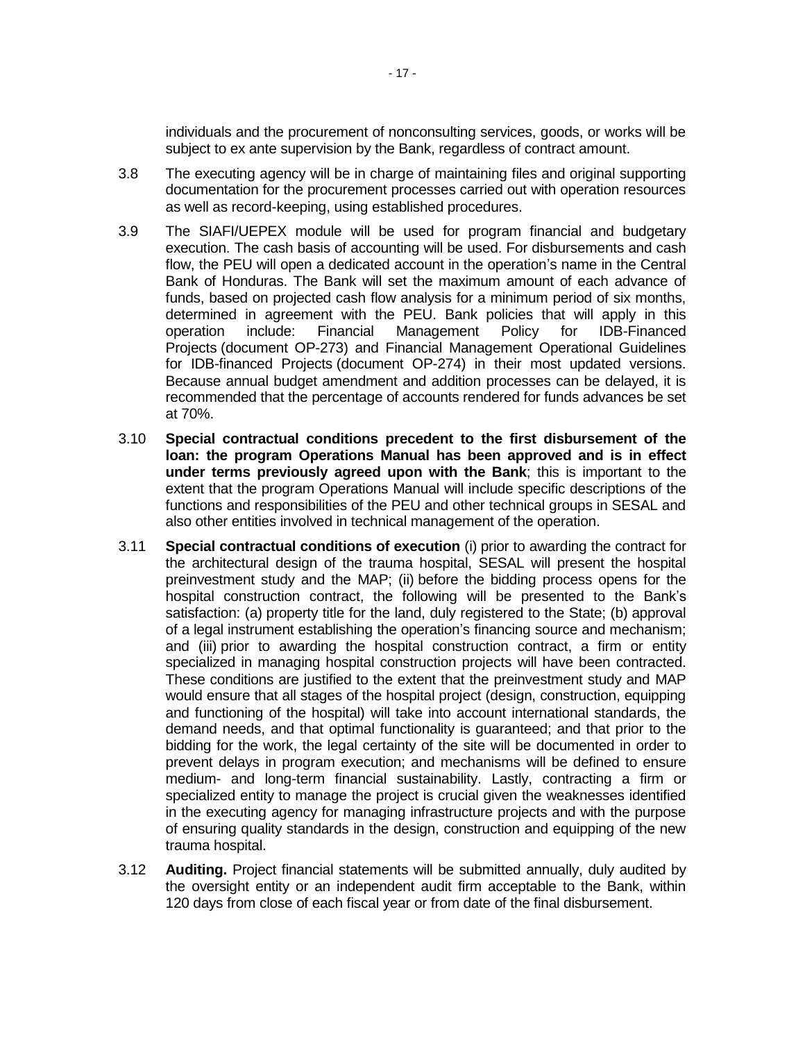individuals and the procurement of nonconsulting services, goods, or works will be subject to ex ante supervision by the Bank, regardless of contract amount.

3.8 The executing agency will be in charge of maintaining files and original supporting documentation for the procurement processes carried out with operation resources as well as record-keeping, using established procedures.

3.9 The SIAFI/UEPEX module will be used for program financial and budgetary execution. The cash basis of accounting will be used. For disbursements and cash flow, the PEU will open a dedicated account in the operation's name in the Central Bank of Honduras. The Bank will set the maximum amount of each advance of funds, based on projected cash flow analysis for a minimum period of six months, determined in agreement with the PEU. Bank policies that will apply in this operation include: Financial Management Policy for IDB-Financed Projects (document OP-273) and Financial Management Operational Guidelines for IDB-financed Projects (document OP-274) in their most updated versions. Because annual budget amendment and addition processes can be delayed, it is recommended that the percentage of accounts rendered for funds advances be set at 70%.

3.10 **Special contractual conditions precedent to the first disbursement of the loan: the program Operations Manual has been approved and is in effect under terms previously agreed upon with the Bank**; this is important to the extent that the program Operations Manual will include specific descriptions of the functions and responsibilities of the PEU and other technical groups in SESAL and also other entities involved in technical management of the operation.

3.11 **Special contractual conditions of execution** (i) prior to awarding the contract for the architectural design of the trauma hospital, SESAL will present the hospital preinvestment study and the MAP; (ii) before the bidding process opens for the hospital construction contract, the following will be presented to the Bank's satisfaction: (a) property title for the land, duly registered to the State; (b) approval of a legal instrument establishing the operation's financing source and mechanism; and (iii) prior to awarding the hospital construction contract, a firm or entity specialized in managing hospital construction projects will have been contracted. These conditions are justified to the extent that the preinvestment study and MAP would ensure that all stages of the hospital project (design, construction, equipping and functioning of the hospital) will take into account international standards, the demand needs, and that optimal functionality is guaranteed; and that prior to the bidding for the work, the legal certainty of the site will be documented in order to prevent delays in program execution; and mechanisms will be defined to ensure medium- and long-term financial sustainability. Lastly, contracting a firm or specialized entity to manage the project is crucial given the weaknesses identified in the executing agency for managing infrastructure projects and with the purpose of ensuring quality standards in the design, construction and equipping of the new trauma hospital.

3.12 **Auditing.** Project financial statements will be submitted annually, duly audited by the oversight entity or an independent audit firm acceptable to the Bank, within 120 days from close of each fiscal year or from date of the final disbursement.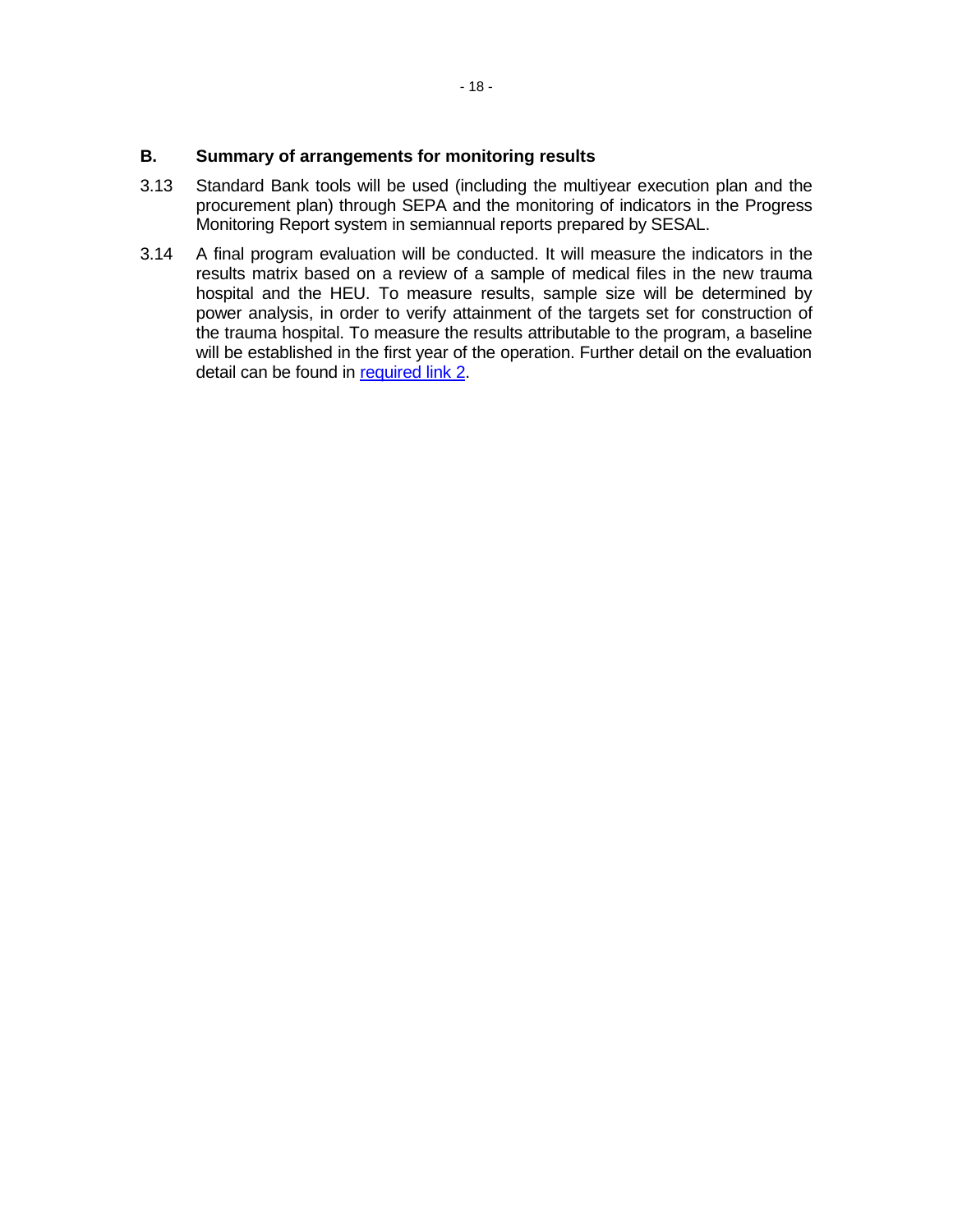## B. Summary of arrangements for monitoring results

3.13 Standard Bank tools will be used (including the multiyear execution plan and the procurement plan) through SEPA and the monitoring of indicators in the Progress Monitoring Report system in semiannual reports prepared by SESAL.

3.14 A final program evaluation will be conducted. It will measure the indicators in the results matrix based on a review of a sample of medical files in the new trauma hospital and the HEU. To measure results, sample size will be determined by power analysis, in order to verify attainment of the targets set for construction of the trauma hospital. To measure the results attributable to the program, a baseline will be established in the first year of the operation. Further detail on the evaluation detail can be found in required link 2.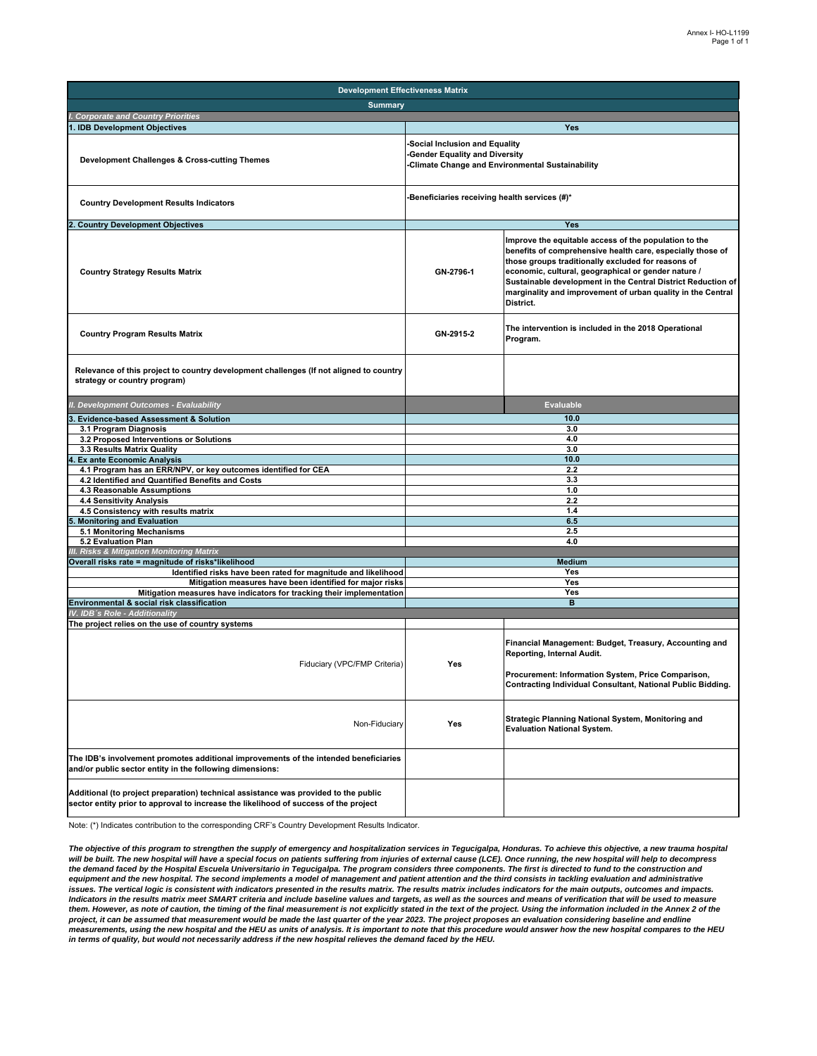| Development Effectiveness Matrix | | |
|---|---|---|
| **Summary** | | |
| ***I. Corporate and Country Priorities*** | | |
| **1. IDB Development Objectives** | **Yes** | |
| **Development Challenges & Cross-cutting Themes** | **-Social Inclusion and Equality**<br>**-Gender Equality and Diversity**<br>**-Climate Change and Environmental Sustainability** | |
| **Country Development Results Indicators** | **-Beneficiaries receiving health services (#)*** | |
| **2. Country Development Objectives** | **Yes** | |
| **Country Strategy Results Matrix** | **GN-2796-1** | **Improve the equitable access of the population to the benefits of comprehensive health care, especially those of those groups traditionally excluded for reasons of economic, cultural, geographical or gender nature / Sustainable development in the Central District Reduction of marginality and improvement of urban quality in the Central District.** |
| **Country Program Results Matrix** | **GN-2915-2** | **The intervention is included in the 2018 Operational Program.** |
| **Relevance of this project to country development challenges (If not aligned to country strategy or country program)** | | |
| ***II. Development Outcomes - Evaluability*** | | **Evaluable** |
| **3. Evidence-based Assessment & Solution** | **10.0** | |
| **3.1 Program Diagnosis** | **3.0** | |
| **3.2 Proposed Interventions or Solutions** | **4.0** | |
| **3.3 Results Matrix Quality** | **3.0** | |
| **4. Ex ante Economic Analysis** | **10.0** | |
| **4.1 Program has an ERR/NPV, or key outcomes identified for CEA** | **2.2** | |
| **4.2 Identified and Quantified Benefits and Costs** | **3.3** | |
| **4.3 Reasonable Assumptions** | **1.0** | |
| **4.4 Sensitivity Analysis** | **2.2** | |
| **4.5 Consistency with results matrix** | **1.4** | |
| **5. Monitoring and Evaluation** | **6.5** | |
| **5.1 Monitoring Mechanisms** | **2.5** | |
| **5.2 Evaluation Plan** | **4.0** | |
| ***III. Risks & Mitigation Monitoring Matrix*** | | |
| **Overall risks rate = magnitude of risks*likelihood** | **Medium** | |
| **Identified risks have been rated for magnitude and likelihood** | **Yes** | |
| **Mitigation measures have been identified for major risks** | **Yes** | |
| **Mitigation measures have indicators for tracking their implementation** | **Yes** | |
| **Environmental & social risk classification** | **B** | |
| ***IV. IDB´s Role - Additionality*** | | |
| **The project relies on the use of country systems** | | |
| Fiduciary (VPC/FMP Criteria) | **Yes** | **Financial Management: Budget, Treasury, Accounting and Reporting, Internal Audit.**<br><br>**Procurement: Information System, Price Comparison, Contracting Individual Consultant, National Public Bidding.** |
| Non-Fiduciary | **Yes** | **Strategic Planning National System, Monitoring and Evaluation National System.** |
| **The IDB's involvement promotes additional improvements of the intended beneficiaries and/or public sector entity in the following dimensions:** | | |
| **Additional (to project preparation) technical assistance was provided to the public sector entity prior to approval to increase the likelihood of success of the project** | | |

Note: (*) Indicates contribution to the corresponding CRF's Country Development Results Indicator.

***The objective of this program to strengthen the supply of emergency and hospitalization services in Tegucigalpa, Honduras. To achieve this objective, a new trauma hospital will be built. The new hospital will have a special focus on patients suffering from injuries of external cause (LCE). Once running, the new hospital will help to decompress the demand faced by the Hospital Escuela Universitario in Tegucigalpa. The program considers three components. The first is directed to fund to the construction and equipment and the new hospital. The second implements a model of management and patient attention and the third consists in tackling evaluation and administrative issues. The vertical logic is consistent with indicators presented in the results matrix. The results matrix includes indicators for the main outputs, outcomes and impacts. Indicators in the results matrix meet SMART criteria and include baseline values and targets, as well as the sources and means of verification that will be used to measure them. However, as note of caution, the timing of the final measurement is not explicitly stated in the text of the project. Using the information included in the Annex 2 of the project, it can be assumed that measurement would be made the last quarter of the year 2023. The project proposes an evaluation considering baseline and endline measurements, using the new hospital and the HEU as units of analysis. It is important to note that this procedure would answer how the new hospital compares to the HEU in terms of quality, but would not necessarily address if the new hospital relieves the demand faced by the HEU.***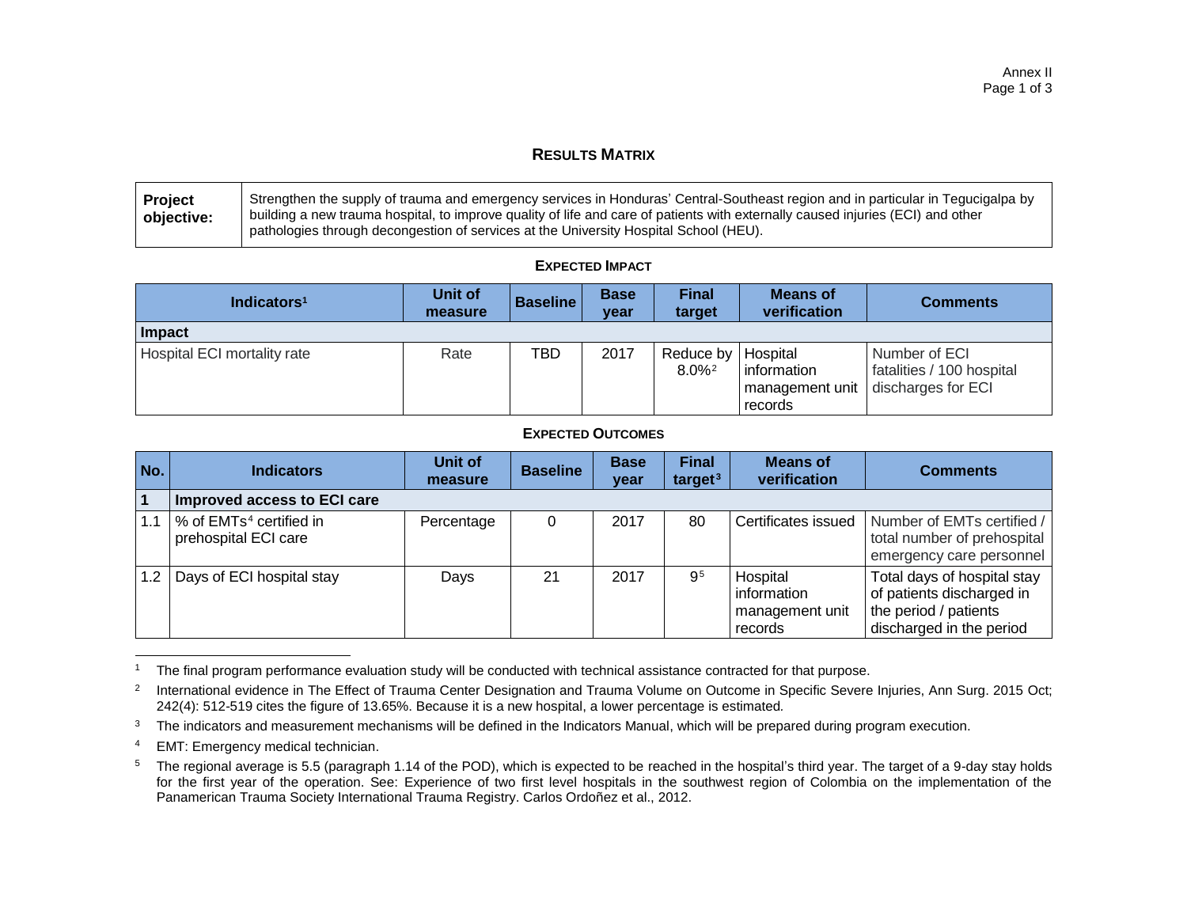# RESULTS MATRIX

| **Project objective:** | Strengthen the supply of trauma and emergency services in Honduras' Central-Southeast region and in particular in Tegucigalpa by building a new trauma hospital, to improve quality of life and care of patients with externally caused injuries (ECI) and other pathologies through decongestion of services at the University Hospital School (HEU). |
|---|---|

## EXPECTED IMPACT

| Indicators[1] | Unit of measure | Baseline | Base year | Final target | Means of verification | Comments |
|---|---|---|---|---|---|---|
| **Impact** | | | | | | |
| Hospital ECI mortality rate | Rate | TBD | 2017 | Reduce by 8.0%[2] | Hospital information management unit records | Number of ECI fatalities / 100 hospital discharges for ECI |

## EXPECTED OUTCOMES

| No. | Indicators | Unit of measure | Baseline | Base year | Final target[3] | Means of verification | Comments |
|---|---|---|---|---|---|---|---|
| **1** | **Improved access to ECI care** | | | | | | |
| 1.1 | % of EMTs[4] certified in prehospital ECI care | Percentage | 0 | 2017 | 80 | Certificates issued | Number of EMTs certified / total number of prehospital emergency care personnel |
| 1.2 | Days of ECI hospital stay | Days | 21 | 2017 | 9[5] | Hospital information management unit records | Total days of hospital stay of patients discharged in the period / patients discharged in the period |

[1] The final program performance evaluation study will be conducted with technical assistance contracted for that purpose.

[2] International evidence in The Effect of Trauma Center Designation and Trauma Volume on Outcome in Specific Severe Injuries, Ann Surg. 2015 Oct; 242(4): 512-519 cites the figure of 13.65%. Because it is a new hospital, a lower percentage is estimated.

[3] The indicators and measurement mechanisms will be defined in the Indicators Manual, which will be prepared during program execution.

[4] EMT: Emergency medical technician.

[5] The regional average is 5.5 (paragraph 1.14 of the POD), which is expected to be reached in the hospital's third year. The target of a 9-day stay holds for the first year of the operation. See: Experience of two first level hospitals in the southwest region of Colombia on the implementation of the Panamerican Trauma Society International Trauma Registry. Carlos Ordoñez et al., 2012.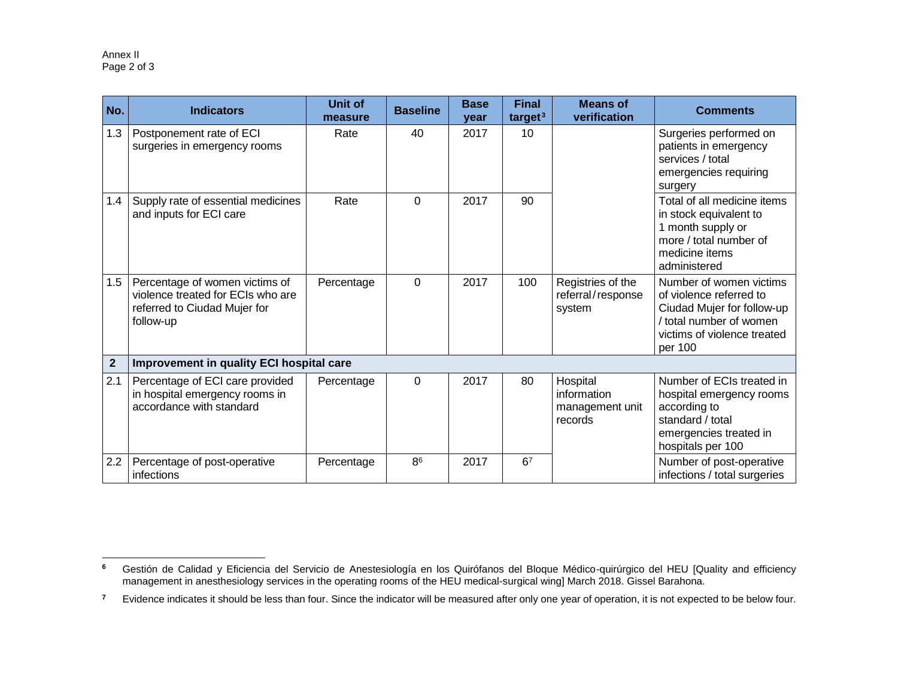| No. | Indicators | Unit of measure | Baseline | Base year | Final target[3] | Means of verification | Comments |
|---|---|---|---|---|---|---|---|
| 1.3 | Postponement rate of ECI surgeries in emergency rooms | Rate | 40 | 2017 | 10 | | Surgeries performed on patients in emergency services / total emergencies requiring surgery |
| 1.4 | Supply rate of essential medicines and inputs for ECI care | Rate | 0 | 2017 | 90 | | Total of all medicine items in stock equivalent to 1 month supply or more / total number of medicine items administered |
| 1.5 | Percentage of women victims of violence treated for ECIs who are referred to Ciudad Mujer for follow-up | Percentage | 0 | 2017 | 100 | Registries of the referral/response system | Number of women victims of violence referred to Ciudad Mujer for follow-up / total number of women victims of violence treated per 100 |
| **2** | **Improvement in quality ECI hospital care** | | | | | | |
| 2.1 | Percentage of ECI care provided in hospital emergency rooms in accordance with standard | Percentage | 0 | 2017 | 80 | Hospital information management unit records | Number of ECIs treated in hospital emergency rooms according to standard / total emergencies treated in hospitals per 100 |
| 2.2 | Percentage of post-operative infections | Percentage | 8[6] | 2017 | 6[7] | | Number of post-operative infections / total surgeries |

[6] Gestión de Calidad y Eficiencia del Servicio de Anestesiología en los Quirófanos del Bloque Médico-quirúrgico del HEU [Quality and efficiency management in anesthesiology services in the operating rooms of the HEU medical-surgical wing] March 2018. Gissel Barahona.

[7] Evidence indicates it should be less than four. Since the indicator will be measured after only one year of operation, it is not expected to be below four.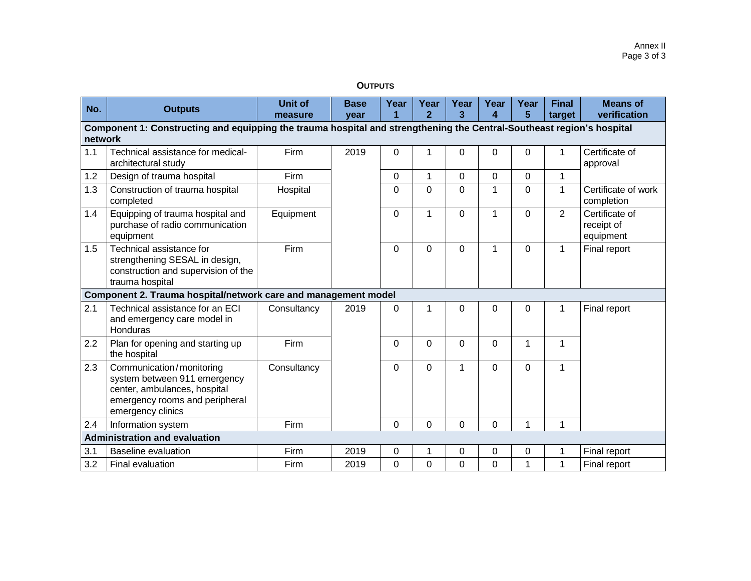**OUTPUTS**

| No. | Outputs | Unit of measure | Base year | Year 1 | Year 2 | Year 3 | Year 4 | Year 5 | Final target | Means of verification |
|---|---|---|---|---|---|---|---|---|---|---|
| **Component 1: Constructing and equipping the trauma hospital and strengthening the Central-Southeast region's hospital network** | | | | | | | | | | |
| 1.1 | Technical assistance for medical-architectural study | Firm | 2019 | 0 | 1 | 0 | 0 | 0 | 1 | Certificate of approval |
| 1.2 | Design of trauma hospital | Firm | | 0 | 1 | 0 | 0 | 0 | 1 | |
| 1.3 | Construction of trauma hospital completed | Hospital | | 0 | 0 | 0 | 1 | 0 | 1 | Certificate of work completion |
| 1.4 | Equipping of trauma hospital and purchase of radio communication equipment | Equipment | | 0 | 1 | 0 | 1 | 0 | 2 | Certificate of receipt of equipment |
| 1.5 | Technical assistance for strengthening SESAL in design, construction and supervision of the trauma hospital | Firm | | 0 | 0 | 0 | 1 | 0 | 1 | Final report |
| **Component 2. Trauma hospital/network care and management model** | | | | | | | | | | |
| 2.1 | Technical assistance for an ECI and emergency care model in Honduras | Consultancy | 2019 | 0 | 1 | 0 | 0 | 0 | 1 | Final report |
| 2.2 | Plan for opening and starting up the hospital | Firm | | 0 | 0 | 0 | 0 | 1 | 1 | |
| 2.3 | Communication/monitoring system between 911 emergency center, ambulances, hospital emergency rooms and peripheral emergency clinics | Consultancy | | 0 | 0 | 1 | 0 | 0 | 1 | |
| 2.4 | Information system | Firm | | 0 | 0 | 0 | 0 | 1 | 1 | |
| **Administration and evaluation** | | | | | | | | | | |
| 3.1 | Baseline evaluation | Firm | 2019 | 0 | 1 | 0 | 0 | 0 | 1 | Final report |
| 3.2 | Final evaluation | Firm | 2019 | 0 | 0 | 0 | 0 | 1 | 1 | Final report |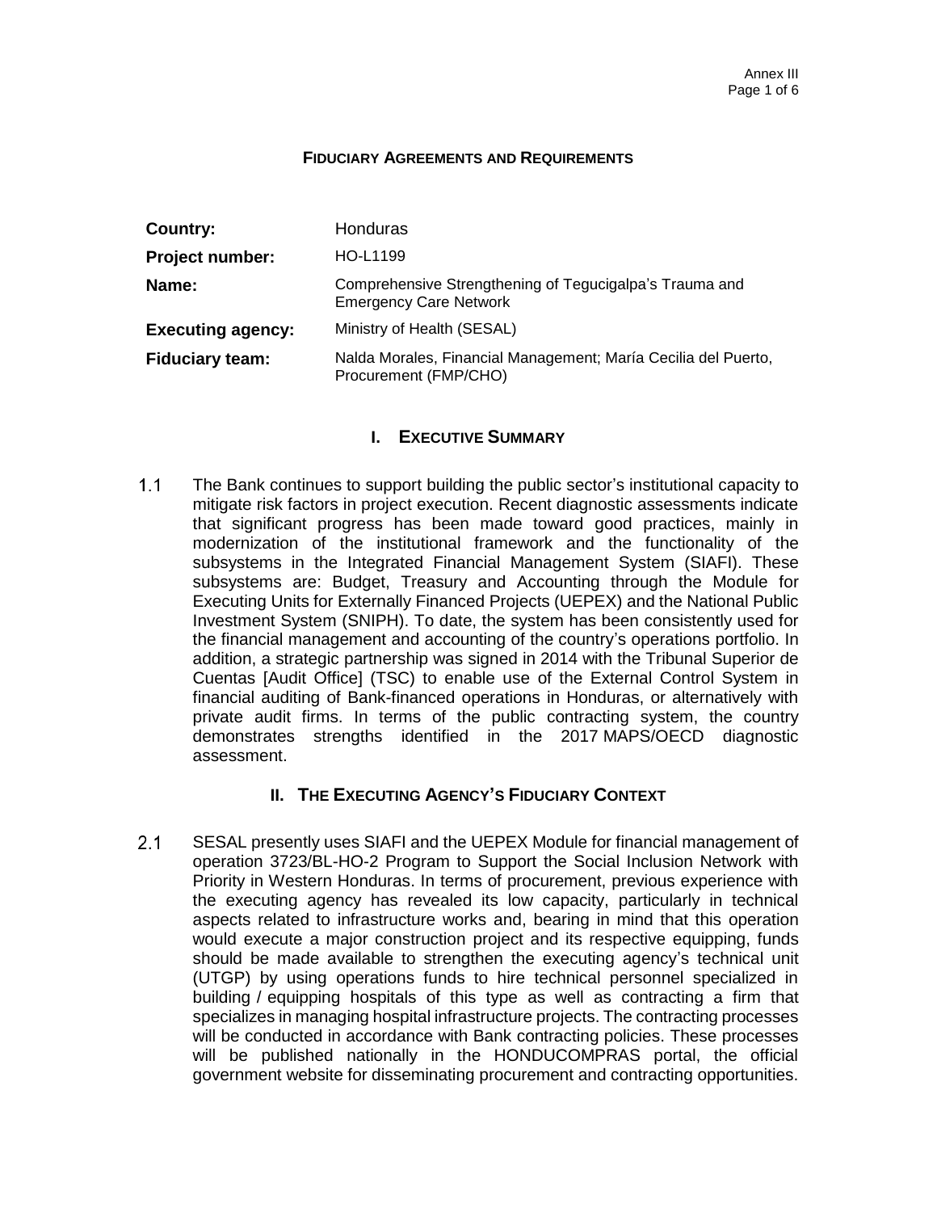## FIDUCIARY AGREEMENTS AND REQUIREMENTS

| | |
|---|---|
| **Country:** | Honduras |
| **Project number:** | HO-L1199 |
| **Name:** | Comprehensive Strengthening of Tegucigalpa's Trauma and Emergency Care Network |
| **Executing agency:** | Ministry of Health (SESAL) |
| **Fiduciary team:** | Nalda Morales, Financial Management; María Cecilia del Puerto, Procurement (FMP/CHO) |

## I. EXECUTIVE SUMMARY

1.1 The Bank continues to support building the public sector's institutional capacity to mitigate risk factors in project execution. Recent diagnostic assessments indicate that significant progress has been made toward good practices, mainly in modernization of the institutional framework and the functionality of the subsystems in the Integrated Financial Management System (SIAFI). These subsystems are: Budget, Treasury and Accounting through the Module for Executing Units for Externally Financed Projects (UEPEX) and the National Public Investment System (SNIPH). To date, the system has been consistently used for the financial management and accounting of the country's operations portfolio. In addition, a strategic partnership was signed in 2014 with the Tribunal Superior de Cuentas [Audit Office] (TSC) to enable use of the External Control System in financial auditing of Bank-financed operations in Honduras, or alternatively with private audit firms. In terms of the public contracting system, the country demonstrates strengths identified in the 2017 MAPS/OECD diagnostic assessment.

## II. THE EXECUTING AGENCY'S FIDUCIARY CONTEXT

2.1 SESAL presently uses SIAFI and the UEPEX Module for financial management of operation 3723/BL-HO-2 Program to Support the Social Inclusion Network with Priority in Western Honduras. In terms of procurement, previous experience with the executing agency has revealed its low capacity, particularly in technical aspects related to infrastructure works and, bearing in mind that this operation would execute a major construction project and its respective equipping, funds should be made available to strengthen the executing agency's technical unit (UTGP) by using operations funds to hire technical personnel specialized in building / equipping hospitals of this type as well as contracting a firm that specializes in managing hospital infrastructure projects. The contracting processes will be conducted in accordance with Bank contracting policies. These processes will be published nationally in the HONDUCOMPRAS portal, the official government website for disseminating procurement and contracting opportunities.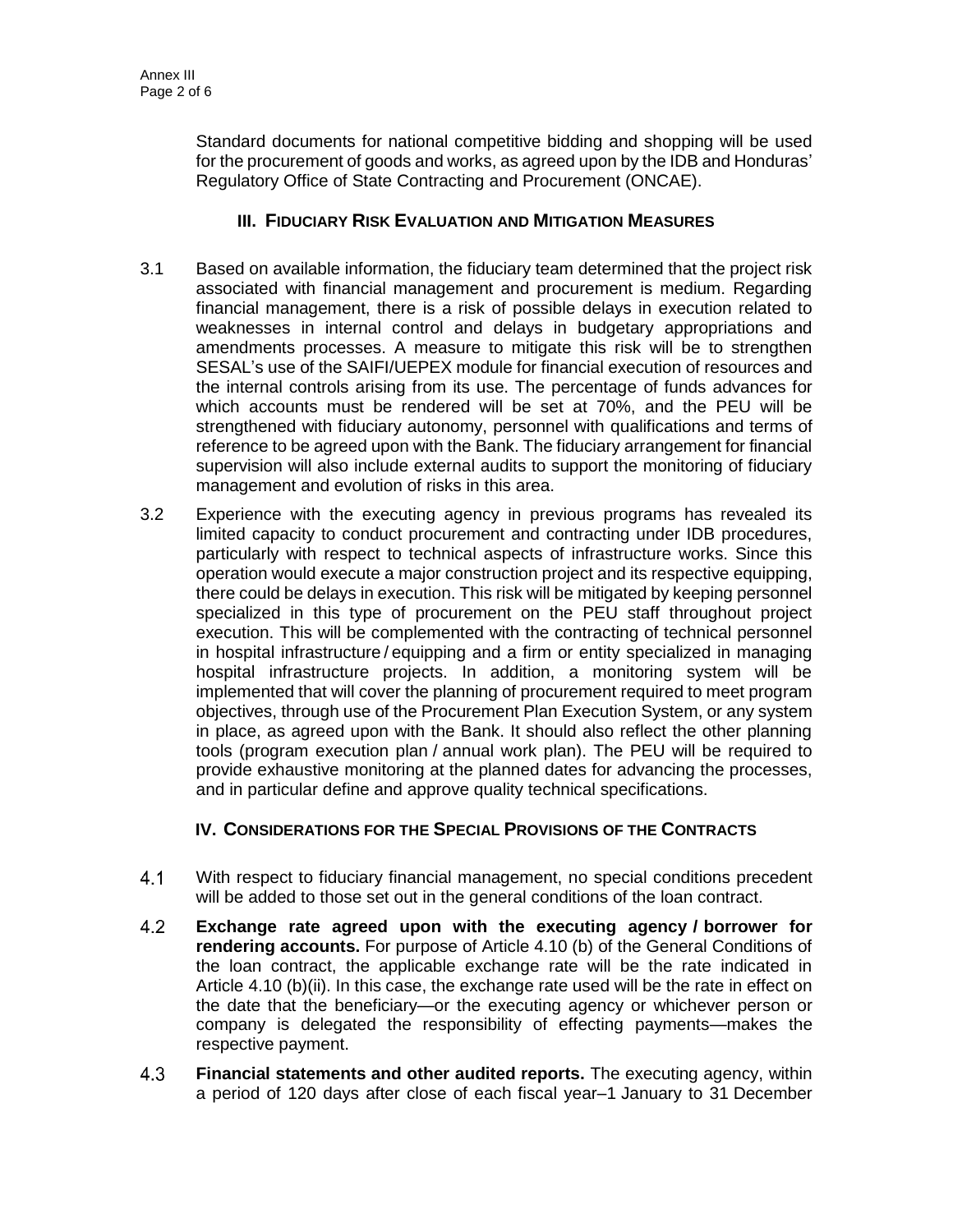Standard documents for national competitive bidding and shopping will be used for the procurement of goods and works, as agreed upon by the IDB and Honduras' Regulatory Office of State Contracting and Procurement (ONCAE).

## III. Fiduciary Risk Evaluation and Mitigation Measures

3.1 Based on available information, the fiduciary team determined that the project risk associated with financial management and procurement is medium. Regarding financial management, there is a risk of possible delays in execution related to weaknesses in internal control and delays in budgetary appropriations and amendments processes. A measure to mitigate this risk will be to strengthen SESAL's use of the SAIFI/UEPEX module for financial execution of resources and the internal controls arising from its use. The percentage of funds advances for which accounts must be rendered will be set at 70%, and the PEU will be strengthened with fiduciary autonomy, personnel with qualifications and terms of reference to be agreed upon with the Bank. The fiduciary arrangement for financial supervision will also include external audits to support the monitoring of fiduciary management and evolution of risks in this area.

3.2 Experience with the executing agency in previous programs has revealed its limited capacity to conduct procurement and contracting under IDB procedures, particularly with respect to technical aspects of infrastructure works. Since this operation would execute a major construction project and its respective equipping, there could be delays in execution. This risk will be mitigated by keeping personnel specialized in this type of procurement on the PEU staff throughout project execution. This will be complemented with the contracting of technical personnel in hospital infrastructure / equipping and a firm or entity specialized in managing hospital infrastructure projects. In addition, a monitoring system will be implemented that will cover the planning of procurement required to meet program objectives, through use of the Procurement Plan Execution System, or any system in place, as agreed upon with the Bank. It should also reflect the other planning tools (program execution plan / annual work plan). The PEU will be required to provide exhaustive monitoring at the planned dates for advancing the processes, and in particular define and approve quality technical specifications.

## IV. Considerations for the Special Provisions of the Contracts

4.1 With respect to fiduciary financial management, no special conditions precedent will be added to those set out in the general conditions of the loan contract.

4.2 **Exchange rate agreed upon with the executing agency / borrower for rendering accounts.** For purpose of Article 4.10 (b) of the General Conditions of the loan contract, the applicable exchange rate will be the rate indicated in Article 4.10 (b)(ii). In this case, the exchange rate used will be the rate in effect on the date that the beneficiary—or the executing agency or whichever person or company is delegated the responsibility of effecting payments—makes the respective payment.

4.3 **Financial statements and other audited reports.** The executing agency, within a period of 120 days after close of each fiscal year–1 January to 31 December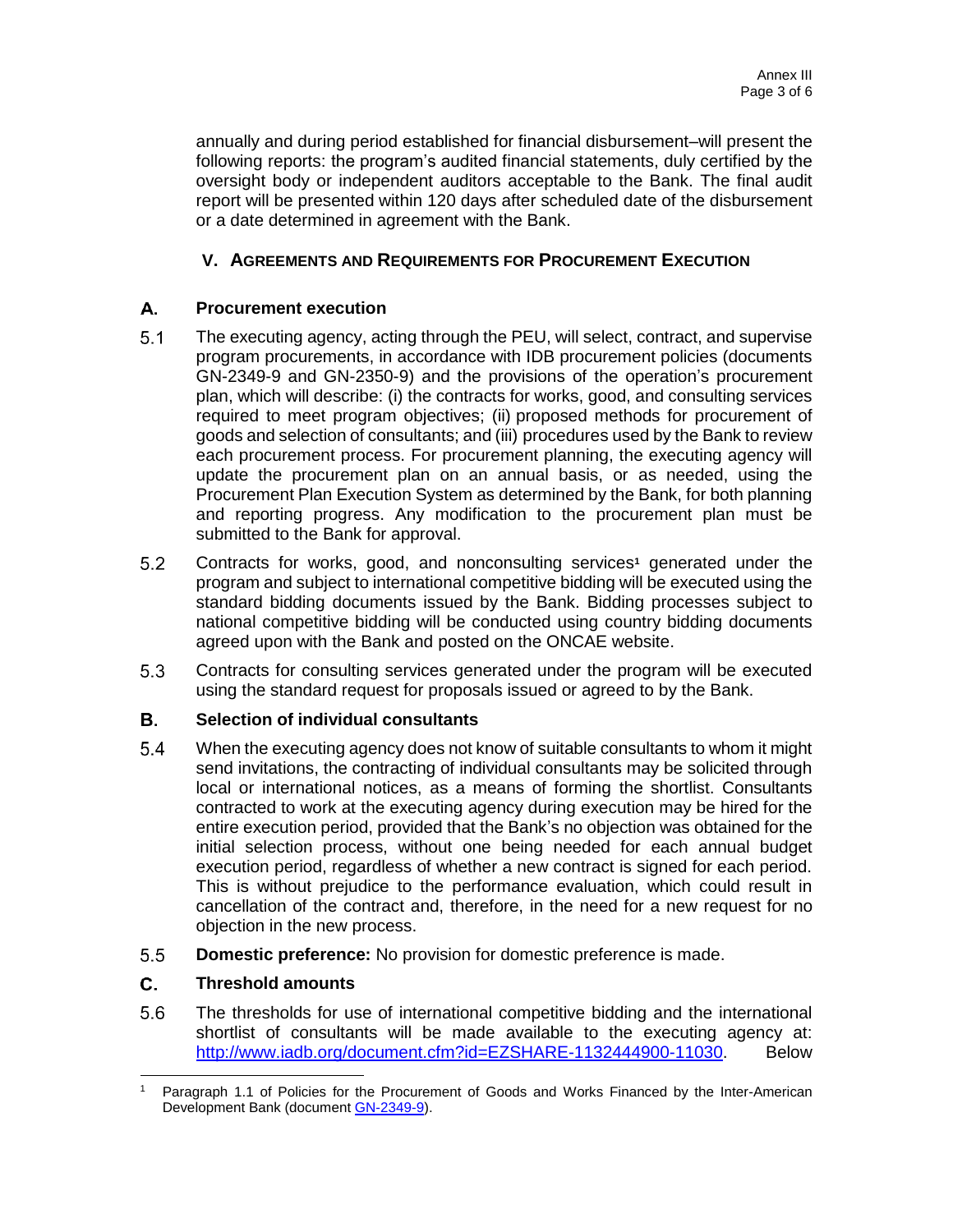annually and during period established for financial disbursement–will present the following reports: the program's audited financial statements, duly certified by the oversight body or independent auditors acceptable to the Bank. The final audit report will be presented within 120 days after scheduled date of the disbursement or a date determined in agreement with the Bank.

## V. AGREEMENTS AND REQUIREMENTS FOR PROCUREMENT EXECUTION

### A. Procurement execution

5.1 The executing agency, acting through the PEU, will select, contract, and supervise program procurements, in accordance with IDB procurement policies (documents GN-2349-9 and GN-2350-9) and the provisions of the operation's procurement plan, which will describe: (i) the contracts for works, good, and consulting services required to meet program objectives; (ii) proposed methods for procurement of goods and selection of consultants; and (iii) procedures used by the Bank to review each procurement process. For procurement planning, the executing agency will update the procurement plan on an annual basis, or as needed, using the Procurement Plan Execution System as determined by the Bank, for both planning and reporting progress. Any modification to the procurement plan must be submitted to the Bank for approval.

5.2 Contracts for works, good, and nonconsulting services[1] generated under the program and subject to international competitive bidding will be executed using the standard bidding documents issued by the Bank. Bidding processes subject to national competitive bidding will be conducted using country bidding documents agreed upon with the Bank and posted on the ONCAE website.

5.3 Contracts for consulting services generated under the program will be executed using the standard request for proposals issued or agreed to by the Bank.

### B. Selection of individual consultants

5.4 When the executing agency does not know of suitable consultants to whom it might send invitations, the contracting of individual consultants may be solicited through local or international notices, as a means of forming the shortlist. Consultants contracted to work at the executing agency during execution may be hired for the entire execution period, provided that the Bank's no objection was obtained for the initial selection process, without one being needed for each annual budget execution period, regardless of whether a new contract is signed for each period. This is without prejudice to the performance evaluation, which could result in cancellation of the contract and, therefore, in the need for a new request for no objection in the new process.

5.5 **Domestic preference:** No provision for domestic preference is made.

### C. Threshold amounts

5.6 The thresholds for use of international competitive bidding and the international shortlist of consultants will be made available to the executing agency at: [http://www.iadb.org/document.cfm?id=EZSHARE-1132444900-11030](http://www.iadb.org/document.cfm?id=EZSHARE-1132444900-11030). Below

---

[1] Paragraph 1.1 of Policies for the Procurement of Goods and Works Financed by the Inter-American Development Bank (document GN-2349-9).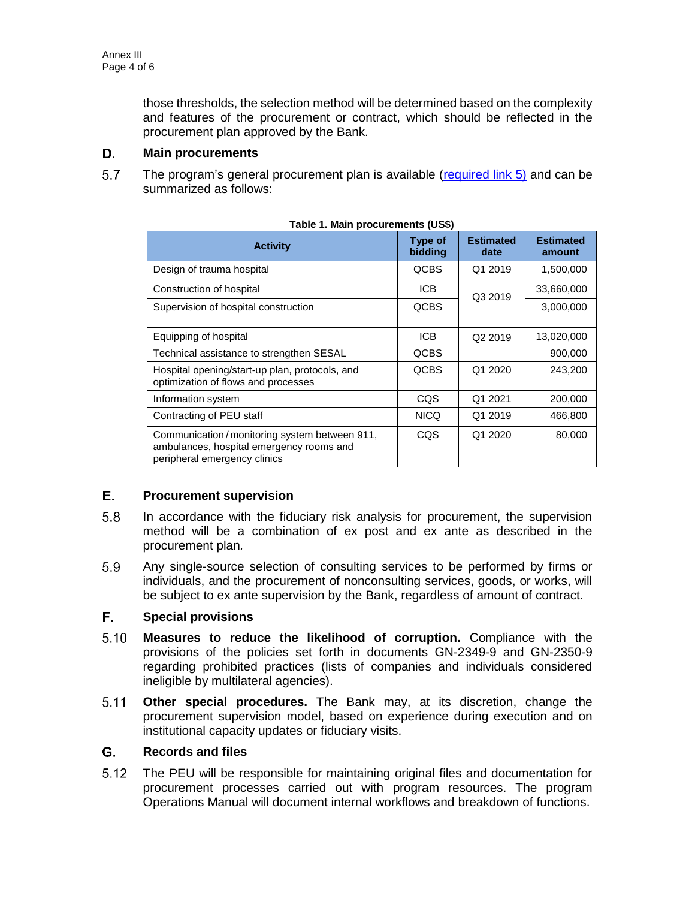those thresholds, the selection method will be determined based on the complexity and features of the procurement or contract, which should be reflected in the procurement plan approved by the Bank.

## D. Main procurements

5.7 The program's general procurement plan is available ([required link 5)]()) and can be summarized as follows:

**Table 1. Main procurements (US$)**

| Activity | Type of bidding | Estimated date | Estimated amount |
|---|---|---|---|
| Design of trauma hospital | QCBS | Q1 2019 | 1,500,000 |
| Construction of hospital | ICB | Q3 2019 | 33,660,000 |
| Supervision of hospital construction | QCBS | | 3,000,000 |
| Equipping of hospital | ICB | Q2 2019 | 13,020,000 |
| Technical assistance to strengthen SESAL | QCBS | | 900,000 |
| Hospital opening/start-up plan, protocols, and optimization of flows and processes | QCBS | Q1 2020 | 243,200 |
| Information system | CQS | Q1 2021 | 200,000 |
| Contracting of PEU staff | NICQ | Q1 2019 | 466,800 |
| Communication / monitoring system between 911, ambulances, hospital emergency rooms and peripheral emergency clinics | CQS | Q1 2020 | 80,000 |

## E. Procurement supervision

5.8 In accordance with the fiduciary risk analysis for procurement, the supervision method will be a combination of ex post and ex ante as described in the procurement plan.

5.9 Any single-source selection of consulting services to be performed by firms or individuals, and the procurement of nonconsulting services, goods, or works, will be subject to ex ante supervision by the Bank, regardless of amount of contract.

## F. Special provisions

5.10 **Measures to reduce the likelihood of corruption.** Compliance with the provisions of the policies set forth in documents GN-2349-9 and GN-2350-9 regarding prohibited practices (lists of companies and individuals considered ineligible by multilateral agencies).

5.11 **Other special procedures.** The Bank may, at its discretion, change the procurement supervision model, based on experience during execution and on institutional capacity updates or fiduciary visits.

## G. Records and files

5.12 The PEU will be responsible for maintaining original files and documentation for procurement processes carried out with program resources. The program Operations Manual will document internal workflows and breakdown of functions.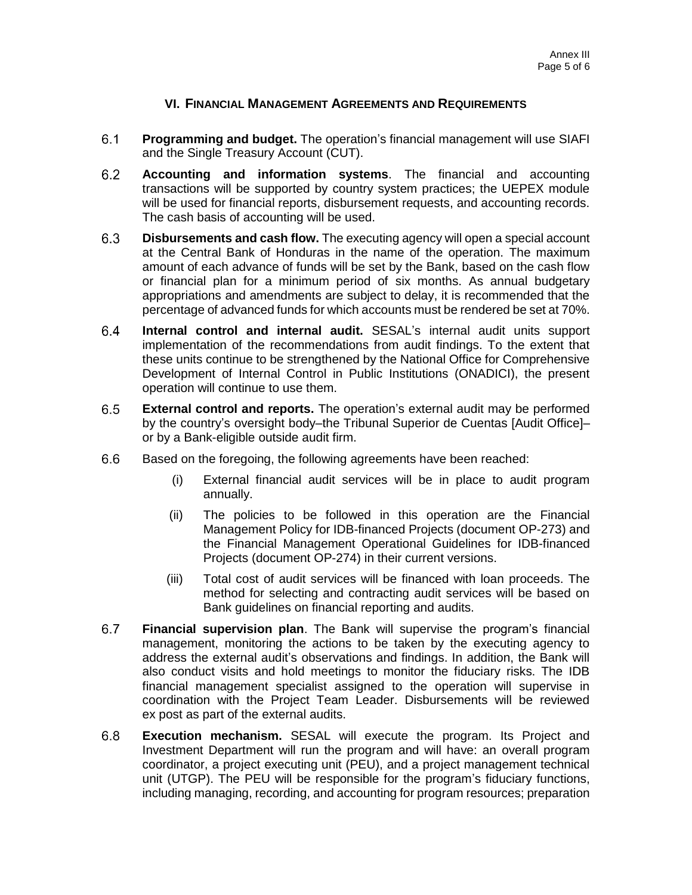## VI. Financial Management Agreements and Requirements

6.1 **Programming and budget.** The operation's financial management will use SIAFI and the Single Treasury Account (CUT).

6.2 **Accounting and information systems**. The financial and accounting transactions will be supported by country system practices; the UEPEX module will be used for financial reports, disbursement requests, and accounting records. The cash basis of accounting will be used.

6.3 **Disbursements and cash flow.** The executing agency will open a special account at the Central Bank of Honduras in the name of the operation. The maximum amount of each advance of funds will be set by the Bank, based on the cash flow or financial plan for a minimum period of six months. As annual budgetary appropriations and amendments are subject to delay, it is recommended that the percentage of advanced funds for which accounts must be rendered be set at 70%.

6.4 **Internal control and internal audit.** SESAL's internal audit units support implementation of the recommendations from audit findings. To the extent that these units continue to be strengthened by the National Office for Comprehensive Development of Internal Control in Public Institutions (ONADICI), the present operation will continue to use them.

6.5 **External control and reports.** The operation's external audit may be performed by the country's oversight body–the Tribunal Superior de Cuentas [Audit Office]– or by a Bank-eligible outside audit firm.

6.6 Based on the foregoing, the following agreements have been reached:

(i) External financial audit services will be in place to audit program annually.

(ii) The policies to be followed in this operation are the Financial Management Policy for IDB-financed Projects (document OP-273) and the Financial Management Operational Guidelines for IDB-financed Projects (document OP-274) in their current versions.

(iii) Total cost of audit services will be financed with loan proceeds. The method for selecting and contracting audit services will be based on Bank guidelines on financial reporting and audits.

6.7 **Financial supervision plan**. The Bank will supervise the program's financial management, monitoring the actions to be taken by the executing agency to address the external audit's observations and findings. In addition, the Bank will also conduct visits and hold meetings to monitor the fiduciary risks. The IDB financial management specialist assigned to the operation will supervise in coordination with the Project Team Leader. Disbursements will be reviewed ex post as part of the external audits.

6.8 **Execution mechanism.** SESAL will execute the program. Its Project and Investment Department will run the program and will have: an overall program coordinator, a project executing unit (PEU), and a project management technical unit (UTGP). The PEU will be responsible for the program's fiduciary functions, including managing, recording, and accounting for program resources; preparation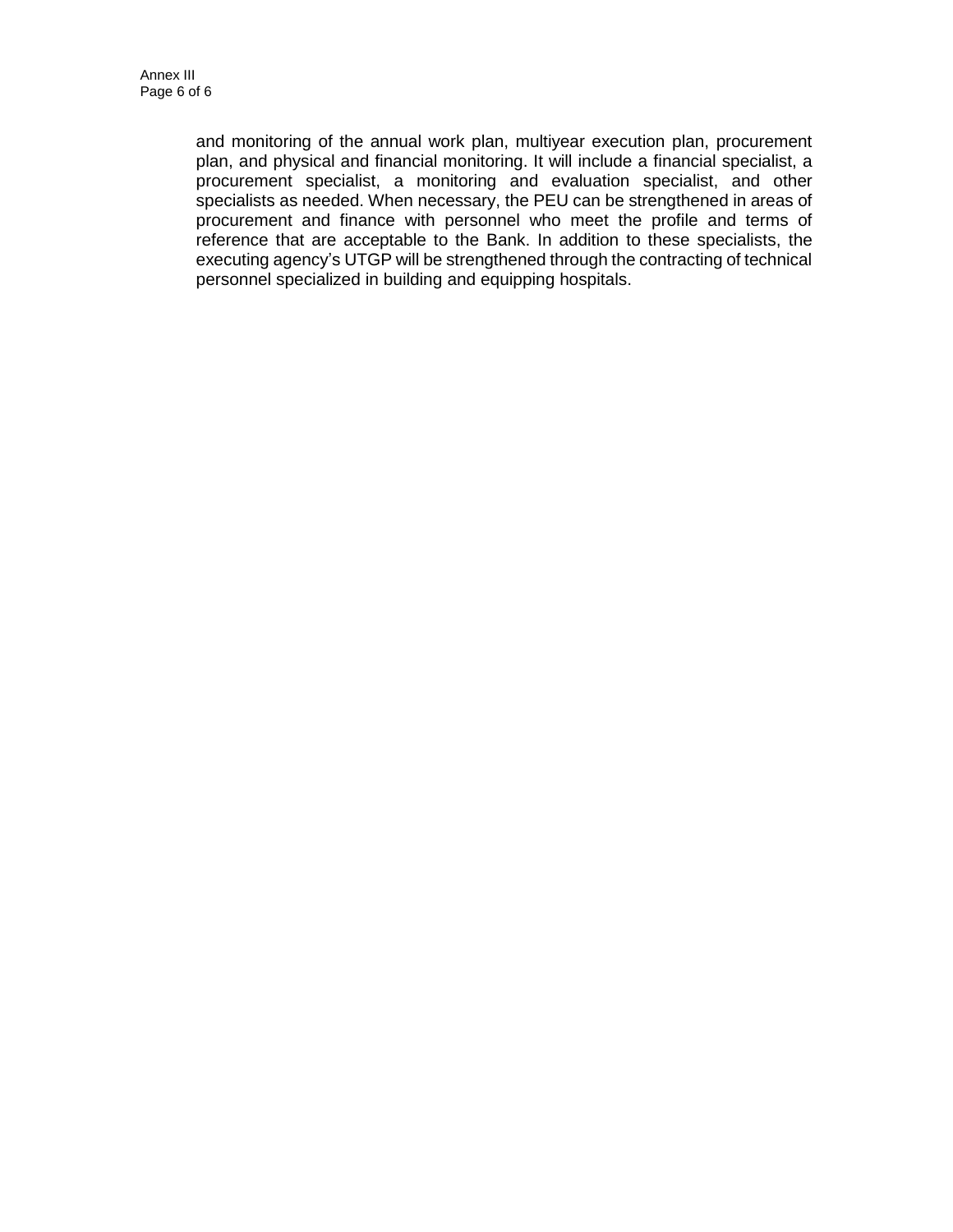and monitoring of the annual work plan, multiyear execution plan, procurement plan, and physical and financial monitoring. It will include a financial specialist, a procurement specialist, a monitoring and evaluation specialist, and other specialists as needed. When necessary, the PEU can be strengthened in areas of procurement and finance with personnel who meet the profile and terms of reference that are acceptable to the Bank. In addition to these specialists, the executing agency's UTGP will be strengthened through the contracting of technical personnel specialized in building and equipping hospitals.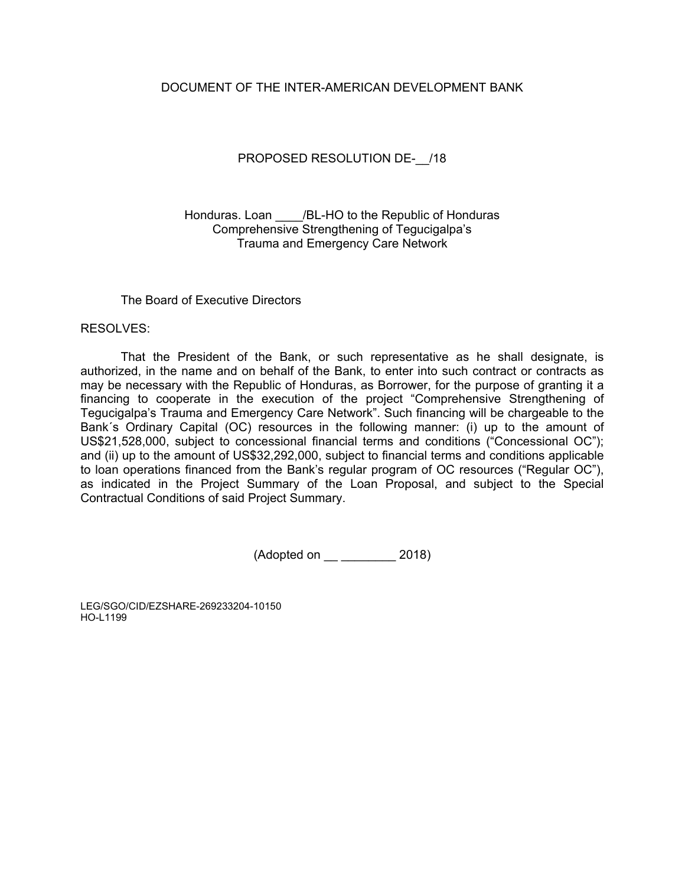DOCUMENT OF THE INTER-AMERICAN DEVELOPMENT BANK

# PROPOSED RESOLUTION DE-__/18

Honduras. Loan ____/BL-HO to the Republic of Honduras
Comprehensive Strengthening of Tegucigalpa's
Trauma and Emergency Care Network

The Board of Executive Directors

RESOLVES:

That the President of the Bank, or such representative as he shall designate, is authorized, in the name and on behalf of the Bank, to enter into such contract or contracts as may be necessary with the Republic of Honduras, as Borrower, for the purpose of granting it a financing to cooperate in the execution of the project "Comprehensive Strengthening of Tegucigalpa's Trauma and Emergency Care Network". Such financing will be chargeable to the Bank´s Ordinary Capital (OC) resources in the following manner: (i) up to the amount of US$21,528,000, subject to concessional financial terms and conditions ("Concessional OC"); and (ii) up to the amount of US$32,292,000, subject to financial terms and conditions applicable to loan operations financed from the Bank's regular program of OC resources ("Regular OC"), as indicated in the Project Summary of the Loan Proposal, and subject to the Special Contractual Conditions of said Project Summary.

(Adopted on __ ________ 2018)

LEG/SGO/CID/EZSHARE-269233204-10150
HO-L1199